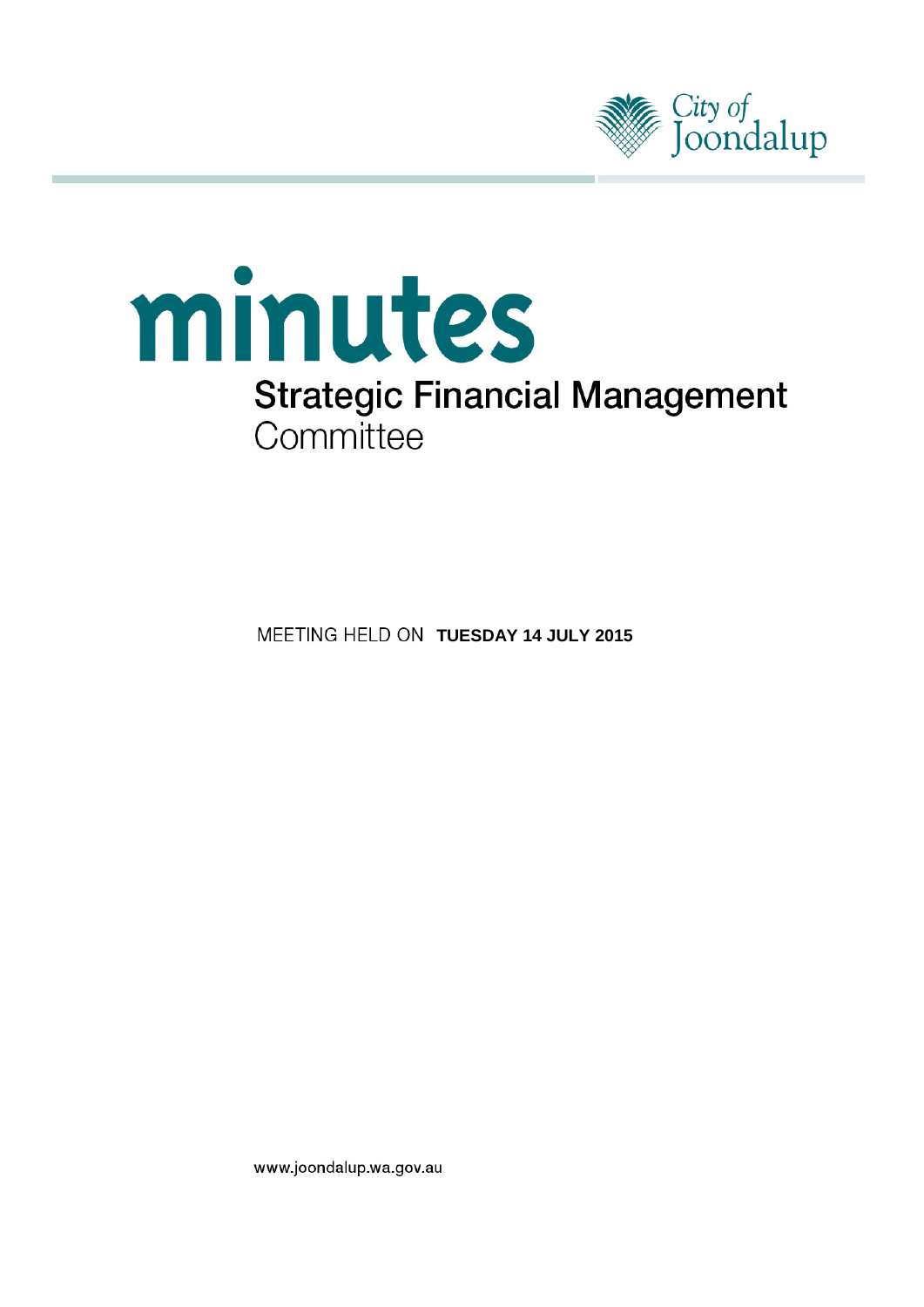City of Joondalup

# minutes

## Strategic Financial Management Committee

MEETING HELD ON **TUESDAY 14 JULY 2015**

www.joondalup.wa.gov.au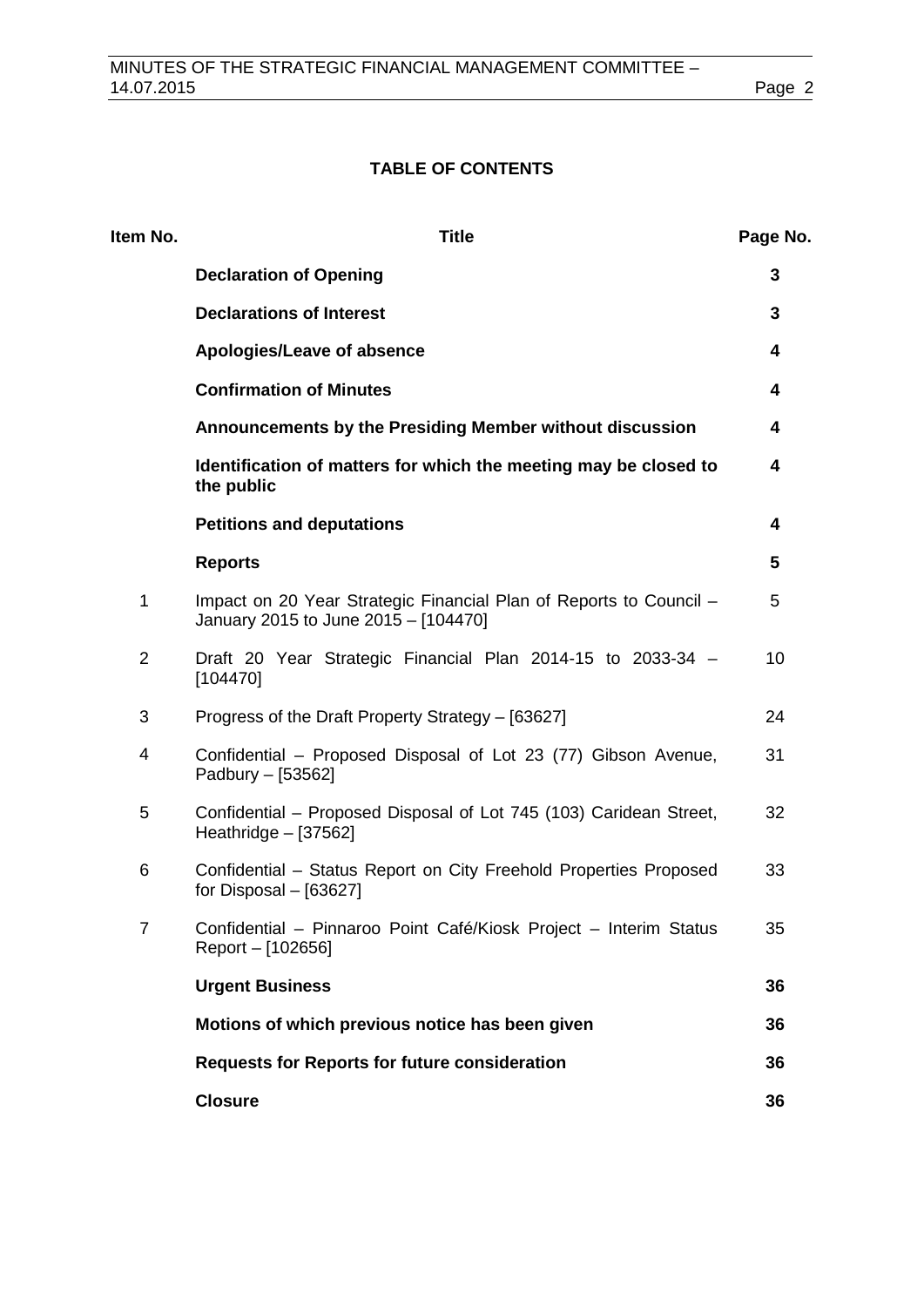## TABLE OF CONTENTS

| Item No. | Title | Page No. |
|---|---|---|
| | **Declaration of Opening** | **3** |
| | **Declarations of Interest** | **3** |
| | **Apologies/Leave of absence** | **4** |
| | **Confirmation of Minutes** | **4** |
| | **Announcements by the Presiding Member without discussion** | **4** |
| | **Identification of matters for which the meeting may be closed to the public** | **4** |
| | **Petitions and deputations** | **4** |
| | **Reports** | **5** |
| 1 | Impact on 20 Year Strategic Financial Plan of Reports to Council – January 2015 to June 2015 – [104470] | 5 |
| 2 | Draft 20 Year Strategic Financial Plan 2014-15 to 2033-34 – [104470] | 10 |
| 3 | Progress of the Draft Property Strategy – [63627] | 24 |
| 4 | Confidential – Proposed Disposal of Lot 23 (77) Gibson Avenue, Padbury – [53562] | 31 |
| 5 | Confidential – Proposed Disposal of Lot 745 (103) Caridean Street, Heathridge – [37562] | 32 |
| 6 | Confidential – Status Report on City Freehold Properties Proposed for Disposal – [63627] | 33 |
| 7 | Confidential – Pinnaroo Point Café/Kiosk Project – Interim Status Report – [102656] | 35 |
| | **Urgent Business** | **36** |
| | **Motions of which previous notice has been given** | **36** |
| | **Requests for Reports for future consideration** | **36** |
| | **Closure** | **36** |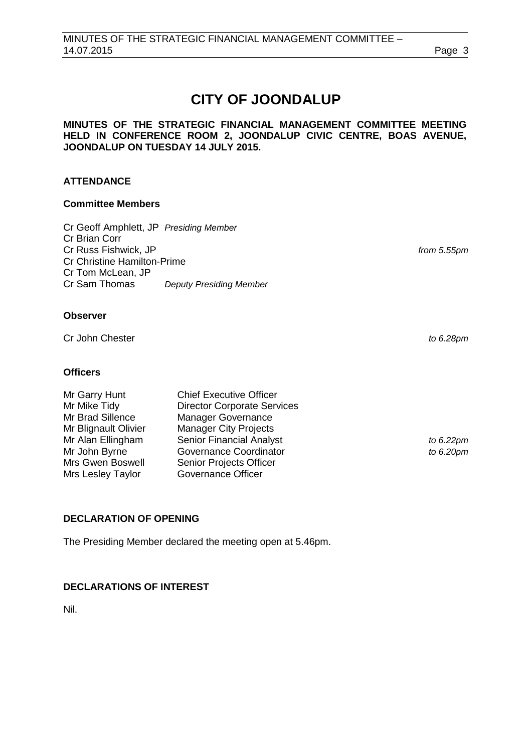# CITY OF JOONDALUP

**MINUTES OF THE STRATEGIC FINANCIAL MANAGEMENT COMMITTEE MEETING HELD IN CONFERENCE ROOM 2, JOONDALUP CIVIC CENTRE, BOAS AVENUE, JOONDALUP ON TUESDAY 14 JULY 2015.**

## ATTENDANCE

### Committee Members

| | | |
|---|---|---|
| Cr Geoff Amphlett, JP | *Presiding Member* | |
| Cr Brian Corr | | |
| Cr Russ Fishwick, JP | | *from 5.55pm* |
| Cr Christine Hamilton-Prime | | |
| Cr Tom McLean, JP | | |
| Cr Sam Thomas | *Deputy Presiding Member* | |

### Observer

| | |
|---|---|
| Cr John Chester | *to 6.28pm* |

### Officers

| | | |
|---|---|---|
| Mr Garry Hunt | Chief Executive Officer | |
| Mr Mike Tidy | Director Corporate Services | |
| Mr Brad Sillence | Manager Governance | |
| Mr Blignault Olivier | Manager City Projects | |
| Mr Alan Ellingham | Senior Financial Analyst | *to 6.22pm* |
| Mr John Byrne | Governance Coordinator | *to 6.20pm* |
| Mrs Gwen Boswell | Senior Projects Officer | |
| Mrs Lesley Taylor | Governance Officer | |

## DECLARATION OF OPENING

The Presiding Member declared the meeting open at 5.46pm.

## DECLARATIONS OF INTEREST

Nil.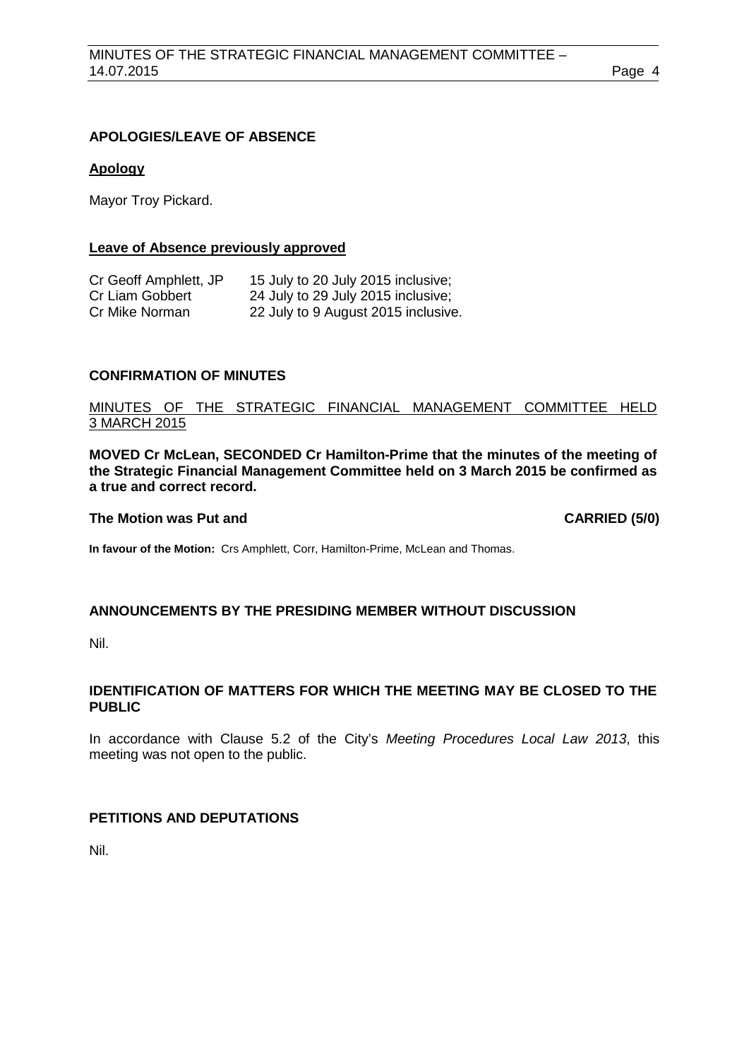## APOLOGIES/LEAVE OF ABSENCE

### Apology

Mayor Troy Pickard.

### Leave of Absence previously approved

| | |
|---|---|
| Cr Geoff Amphlett, JP | 15 July to 20 July 2015 inclusive; |
| Cr Liam Gobbert | 24 July to 29 July 2015 inclusive; |
| Cr Mike Norman | 22 July to 9 August 2015 inclusive. |

## CONFIRMATION OF MINUTES

MINUTES OF THE STRATEGIC FINANCIAL MANAGEMENT COMMITTEE HELD 3 MARCH 2015

**MOVED Cr McLean, SECONDED Cr Hamilton-Prime that the minutes of the meeting of the Strategic Financial Management Committee held on 3 March 2015 be confirmed as a true and correct record.**

**The Motion was Put and CARRIED (5/0)**

**In favour of the Motion:** Crs Amphlett, Corr, Hamilton-Prime, McLean and Thomas.

## ANNOUNCEMENTS BY THE PRESIDING MEMBER WITHOUT DISCUSSION

Nil.

## IDENTIFICATION OF MATTERS FOR WHICH THE MEETING MAY BE CLOSED TO THE PUBLIC

In accordance with Clause 5.2 of the City's *Meeting Procedures Local Law 2013*, this meeting was not open to the public.

## PETITIONS AND DEPUTATIONS

Nil.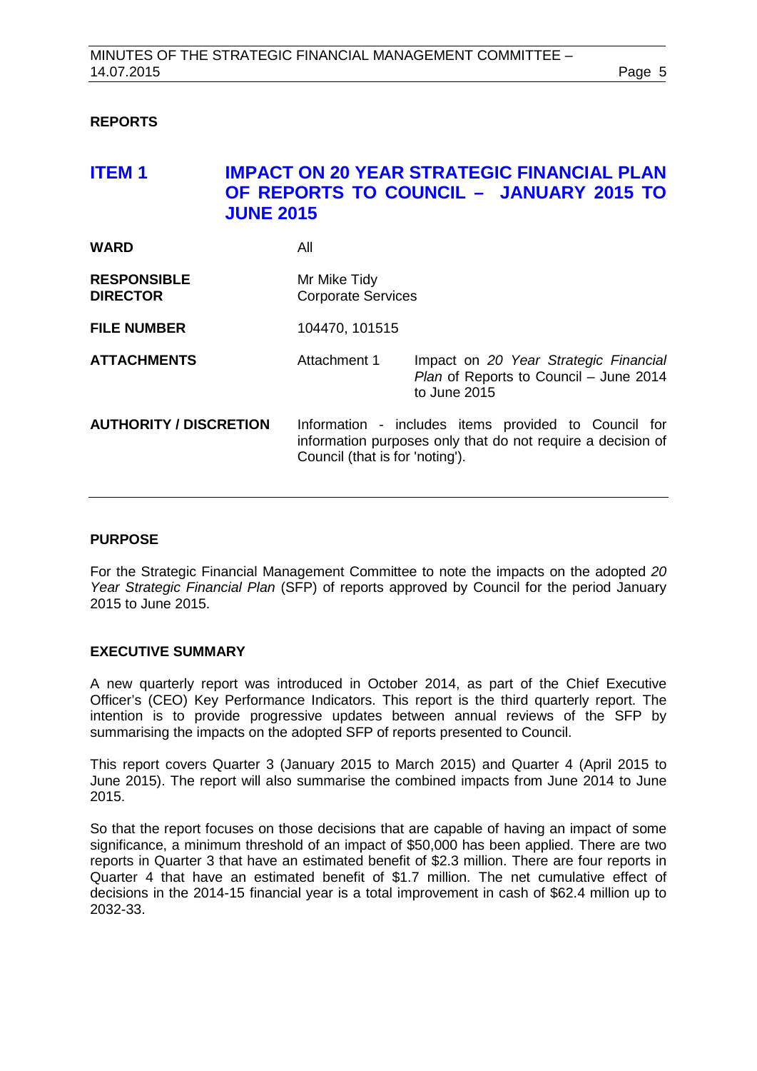## REPORTS

## ITEM 1 IMPACT ON 20 YEAR STRATEGIC FINANCIAL PLAN OF REPORTS TO COUNCIL – JANUARY 2015 TO JUNE 2015

| | | |
|---|---|---|
| **WARD** | All | |
| **RESPONSIBLE DIRECTOR** | Mr Mike Tidy<br>Corporate Services | |
| **FILE NUMBER** | 104470, 101515 | |
| **ATTACHMENTS** | Attachment 1 | Impact on *20 Year Strategic Financial Plan* of Reports to Council – June 2014 to June 2015 |
| **AUTHORITY / DISCRETION** | Information - includes items provided to Council for information purposes only that do not require a decision of Council (that is for 'noting'). | |

### PURPOSE

For the Strategic Financial Management Committee to note the impacts on the adopted *20 Year Strategic Financial Plan* (SFP) of reports approved by Council for the period January 2015 to June 2015.

### EXECUTIVE SUMMARY

A new quarterly report was introduced in October 2014, as part of the Chief Executive Officer's (CEO) Key Performance Indicators. This report is the third quarterly report. The intention is to provide progressive updates between annual reviews of the SFP by summarising the impacts on the adopted SFP of reports presented to Council.

This report covers Quarter 3 (January 2015 to March 2015) and Quarter 4 (April 2015 to June 2015). The report will also summarise the combined impacts from June 2014 to June 2015.

So that the report focuses on those decisions that are capable of having an impact of some significance, a minimum threshold of an impact of $50,000 has been applied. There are two reports in Quarter 3 that have an estimated benefit of $2.3 million. There are four reports in Quarter 4 that have an estimated benefit of $1.7 million. The net cumulative effect of decisions in the 2014-15 financial year is a total improvement in cash of $62.4 million up to 2032-33.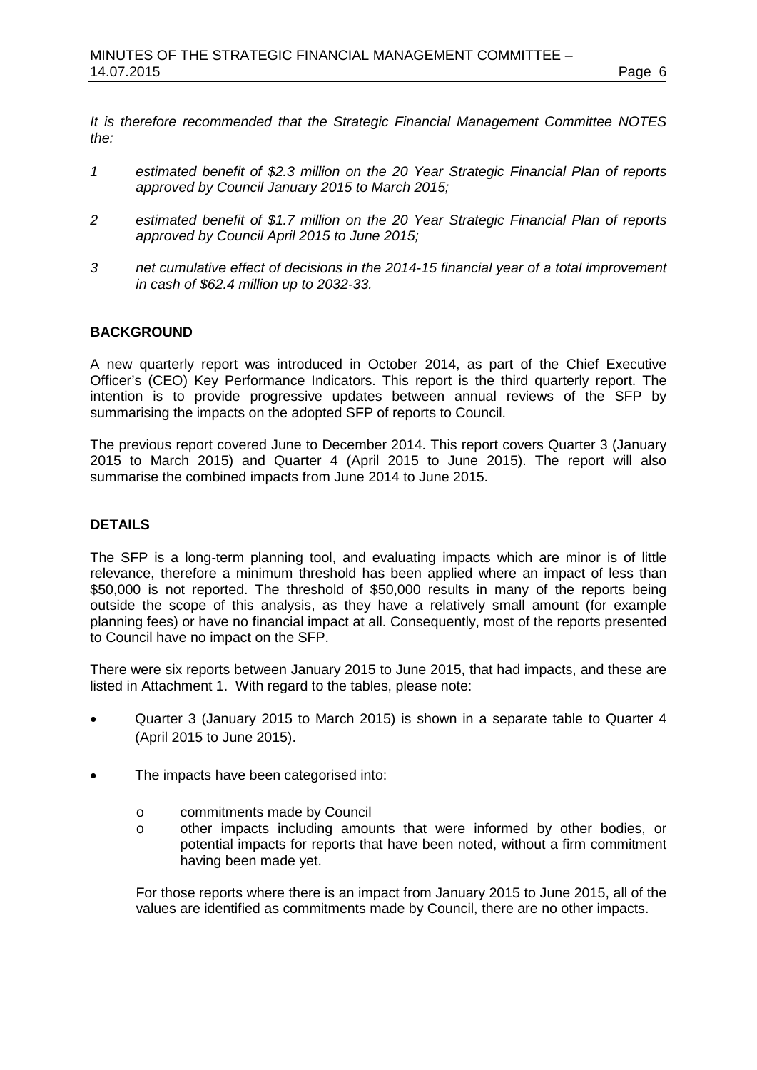*It is therefore recommended that the Strategic Financial Management Committee NOTES the:*

1. *estimated benefit of $2.3 million on the 20 Year Strategic Financial Plan of reports approved by Council January 2015 to March 2015;*
2. *estimated benefit of $1.7 million on the 20 Year Strategic Financial Plan of reports approved by Council April 2015 to June 2015;*
3. *net cumulative effect of decisions in the 2014-15 financial year of a total improvement in cash of $62.4 million up to 2032-33.*

## BACKGROUND

A new quarterly report was introduced in October 2014, as part of the Chief Executive Officer's (CEO) Key Performance Indicators. This report is the third quarterly report. The intention is to provide progressive updates between annual reviews of the SFP by summarising the impacts on the adopted SFP of reports to Council.

The previous report covered June to December 2014. This report covers Quarter 3 (January 2015 to March 2015) and Quarter 4 (April 2015 to June 2015). The report will also summarise the combined impacts from June 2014 to June 2015.

## DETAILS

The SFP is a long-term planning tool, and evaluating impacts which are minor is of little relevance, therefore a minimum threshold has been applied where an impact of less than $50,000 is not reported. The threshold of $50,000 results in many of the reports being outside the scope of this analysis, as they have a relatively small amount (for example planning fees) or have no financial impact at all. Consequently, most of the reports presented to Council have no impact on the SFP.

There were six reports between January 2015 to June 2015, that had impacts, and these are listed in Attachment 1. With regard to the tables, please note:

- Quarter 3 (January 2015 to March 2015) is shown in a separate table to Quarter 4 (April 2015 to June 2015).
- The impacts have been categorised into:
  - commitments made by Council
  - other impacts including amounts that were informed by other bodies, or potential impacts for reports that have been noted, without a firm commitment having been made yet.

  For those reports where there is an impact from January 2015 to June 2015, all of the values are identified as commitments made by Council, there are no other impacts.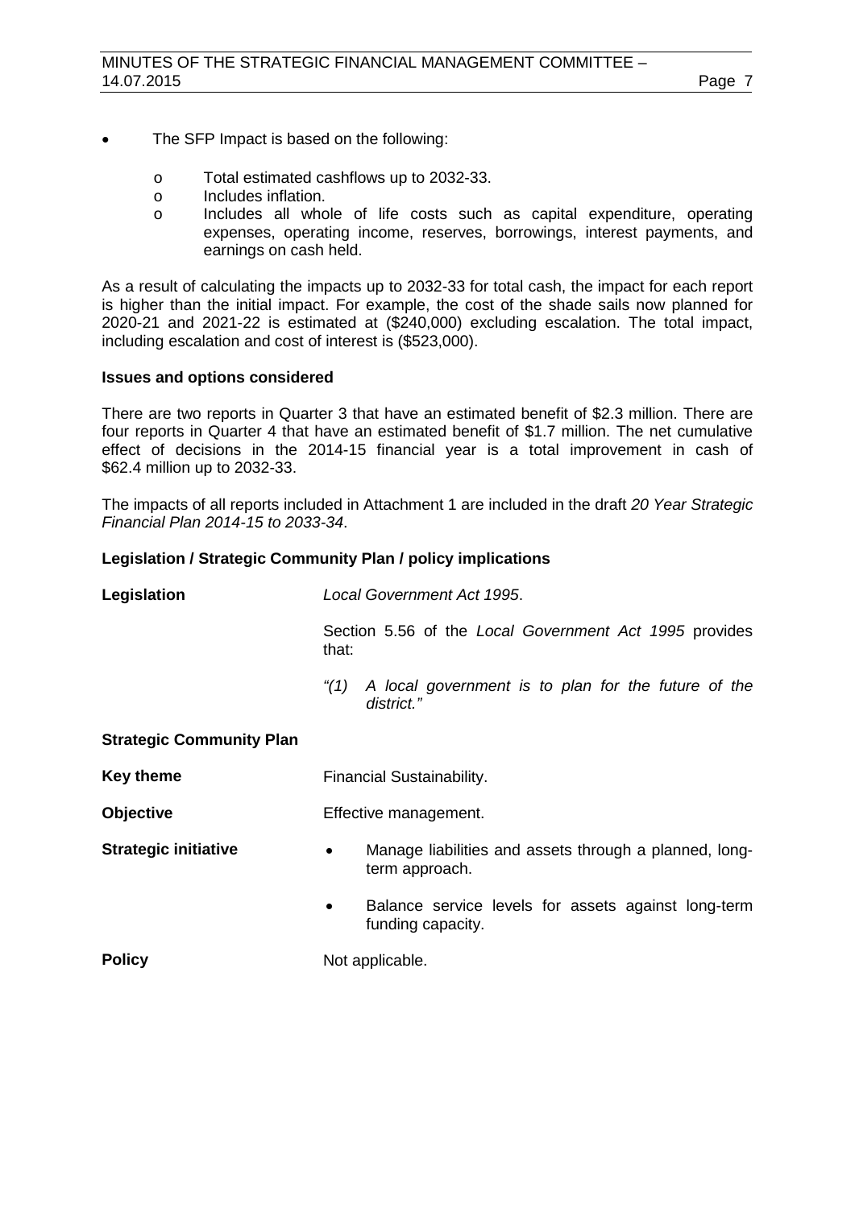- The SFP Impact is based on the following:
  - Total estimated cashflows up to 2032-33.
  - Includes inflation.
  - Includes all whole of life costs such as capital expenditure, operating expenses, operating income, reserves, borrowings, interest payments, and earnings on cash held.

As a result of calculating the impacts up to 2032-33 for total cash, the impact for each report is higher than the initial impact. For example, the cost of the shade sails now planned for 2020-21 and 2021-22 is estimated at ($240,000) excluding escalation. The total impact, including escalation and cost of interest is ($523,000).

**Issues and options considered**

There are two reports in Quarter 3 that have an estimated benefit of $2.3 million. There are four reports in Quarter 4 that have an estimated benefit of $1.7 million. The net cumulative effect of decisions in the 2014-15 financial year is a total improvement in cash of $62.4 million up to 2032-33.

The impacts of all reports included in Attachment 1 are included in the draft *20 Year Strategic Financial Plan 2014-15 to 2033-34*.

**Legislation / Strategic Community Plan / policy implications**

**Legislation** *Local Government Act 1995*.

Section 5.56 of the *Local Government Act 1995* provides that:

*"(1) A local government is to plan for the future of the district."*

**Strategic Community Plan**

**Key theme** Financial Sustainability.

**Objective** Effective management.

**Strategic initiative**

- Manage liabilities and assets through a planned, long-term approach.
- Balance service levels for assets against long-term funding capacity.

**Policy** Not applicable.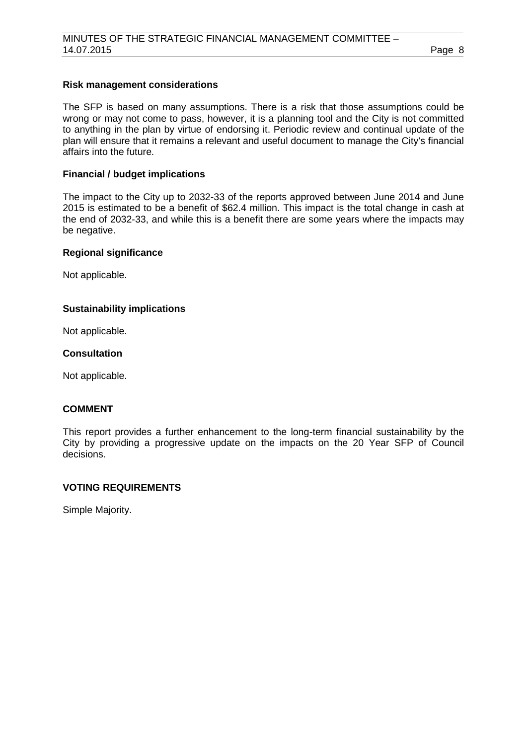**Risk management considerations**

The SFP is based on many assumptions. There is a risk that those assumptions could be wrong or may not come to pass, however, it is a planning tool and the City is not committed to anything in the plan by virtue of endorsing it. Periodic review and continual update of the plan will ensure that it remains a relevant and useful document to manage the City's financial affairs into the future.

**Financial / budget implications**

The impact to the City up to 2032-33 of the reports approved between June 2014 and June 2015 is estimated to be a benefit of $62.4 million. This impact is the total change in cash at the end of 2032-33, and while this is a benefit there are some years where the impacts may be negative.

**Regional significance**

Not applicable.

**Sustainability implications**

Not applicable.

**Consultation**

Not applicable.

## COMMENT

This report provides a further enhancement to the long-term financial sustainability by the City by providing a progressive update on the impacts on the 20 Year SFP of Council decisions.

## VOTING REQUIREMENTS

Simple Majority.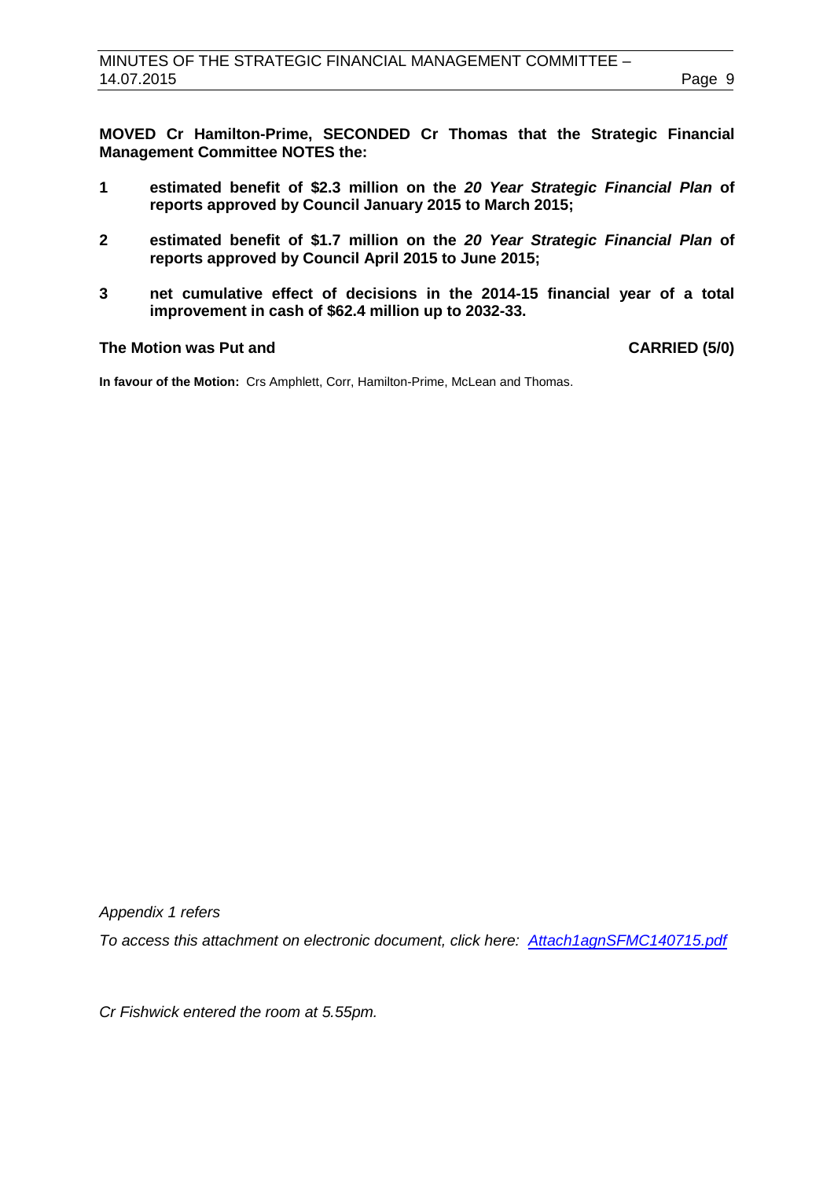**MOVED Cr Hamilton-Prime, SECONDED Cr Thomas that the Strategic Financial Management Committee NOTES the:**

1. **estimated benefit of $2.3 million on the *20 Year Strategic Financial Plan* of reports approved by Council January 2015 to March 2015;**

2. **estimated benefit of $1.7 million on the *20 Year Strategic Financial Plan* of reports approved by Council April 2015 to June 2015;**

3. **net cumulative effect of decisions in the 2014-15 financial year of a total improvement in cash of $62.4 million up to 2032-33.**

**The Motion was Put and CARRIED (5/0)**

**In favour of the Motion:** Crs Amphlett, Corr, Hamilton-Prime, McLean and Thomas.

*Appendix 1 refers*

*To access this attachment on electronic document, click here: Attach1agnSFMC140715.pdf*

*Cr Fishwick entered the room at 5.55pm.*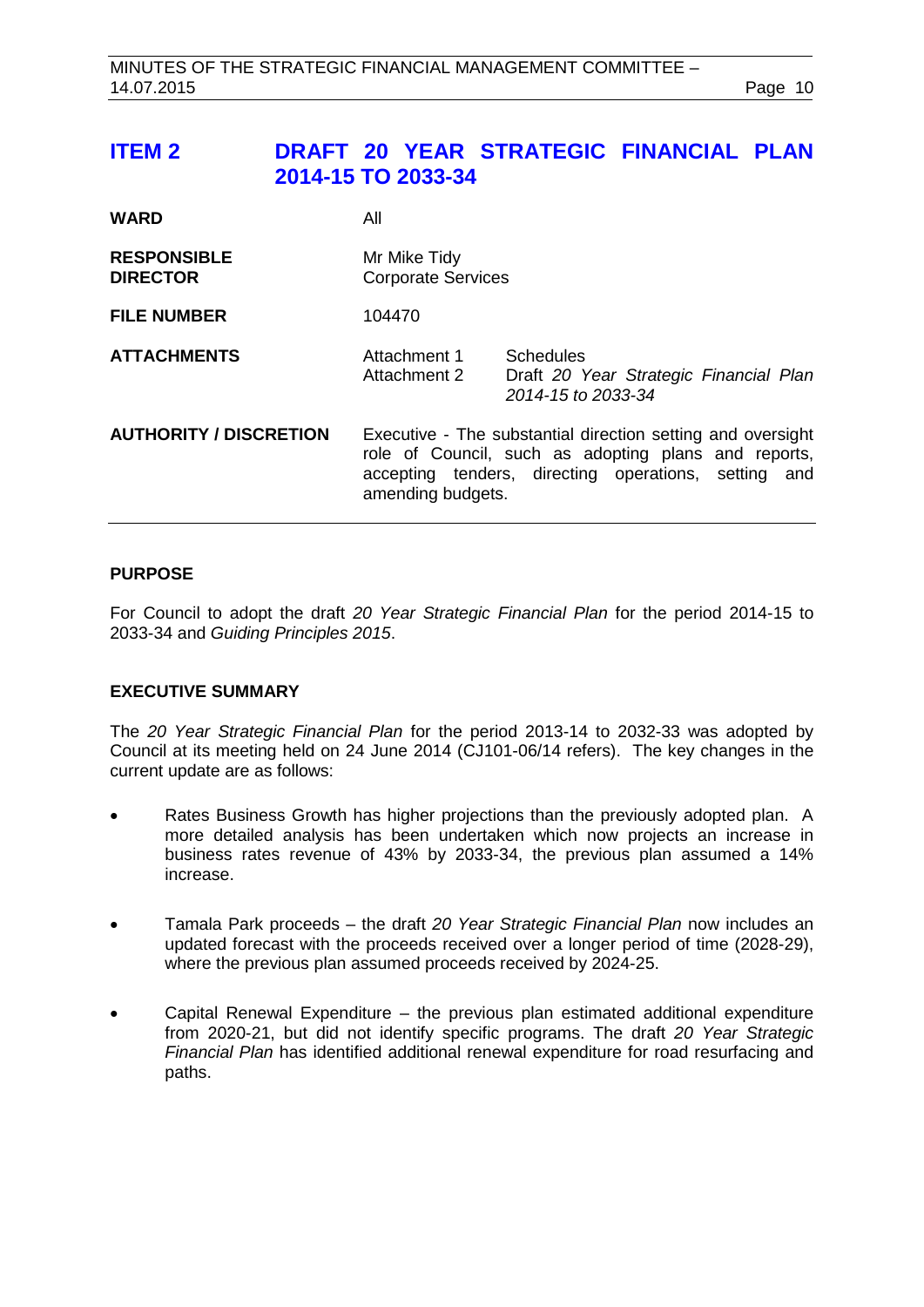## ITEM 2 DRAFT 20 YEAR STRATEGIC FINANCIAL PLAN 2014-15 TO 2033-34

| | | |
|---|---|---|
| **WARD** | All | |
| **RESPONSIBLE DIRECTOR** | Mr Mike Tidy<br>Corporate Services | |
| **FILE NUMBER** | 104470 | |
| **ATTACHMENTS** | Attachment 1<br>Attachment 2 | Schedules<br>Draft *20 Year Strategic Financial Plan 2014-15 to 2033-34* |
| **AUTHORITY / DISCRETION** | Executive - The substantial direction setting and oversight role of Council, such as adopting plans and reports, accepting tenders, directing operations, setting and amending budgets. | |

### PURPOSE

For Council to adopt the draft *20 Year Strategic Financial Plan* for the period 2014-15 to 2033-34 and *Guiding Principles 2015*.

### EXECUTIVE SUMMARY

The *20 Year Strategic Financial Plan* for the period 2013-14 to 2032-33 was adopted by Council at its meeting held on 24 June 2014 (CJ101-06/14 refers). The key changes in the current update are as follows:

- Rates Business Growth has higher projections than the previously adopted plan. A more detailed analysis has been undertaken which now projects an increase in business rates revenue of 43% by 2033-34, the previous plan assumed a 14% increase.
- Tamala Park proceeds – the draft *20 Year Strategic Financial Plan* now includes an updated forecast with the proceeds received over a longer period of time (2028-29), where the previous plan assumed proceeds received by 2024-25.
- Capital Renewal Expenditure – the previous plan estimated additional expenditure from 2020-21, but did not identify specific programs. The draft *20 Year Strategic Financial Plan* has identified additional renewal expenditure for road resurfacing and paths.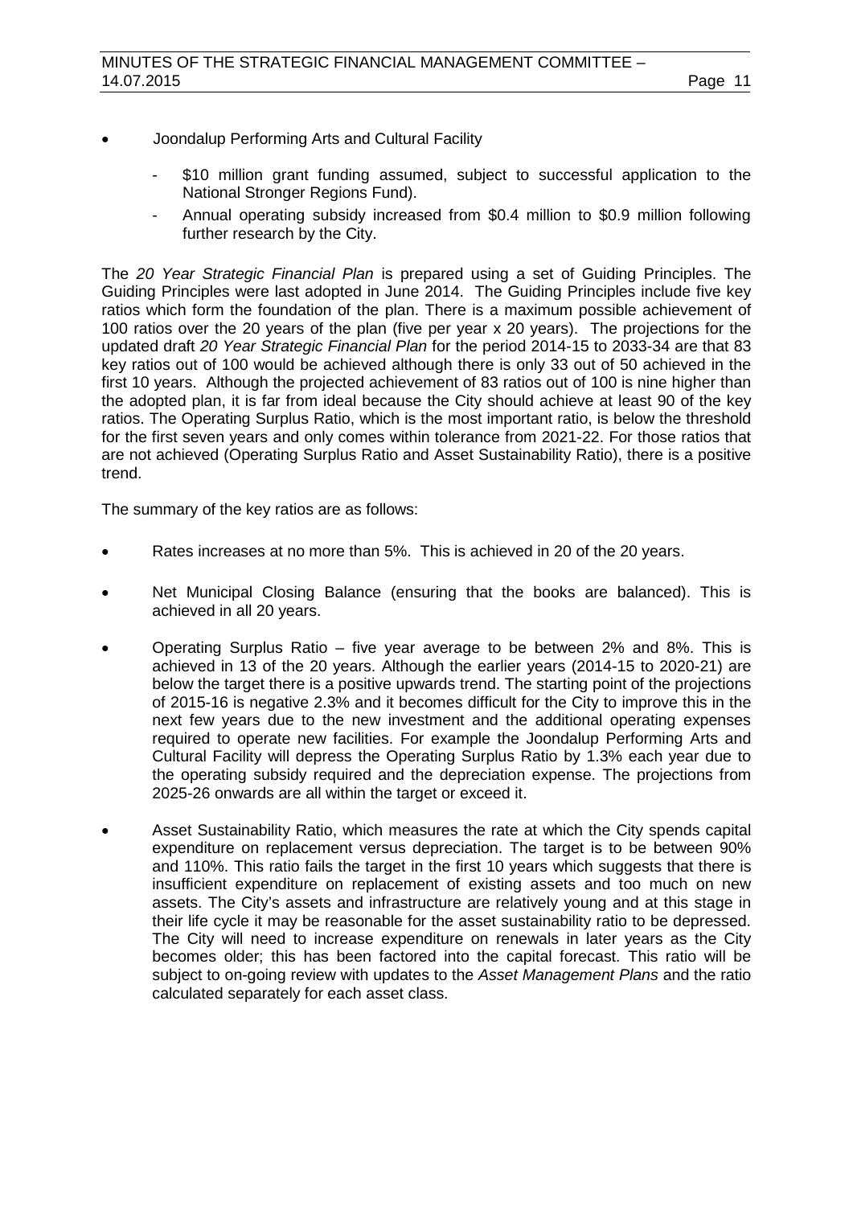- Joondalup Performing Arts and Cultural Facility
    - $10 million grant funding assumed, subject to successful application to the National Stronger Regions Fund).
    - Annual operating subsidy increased from $0.4 million to $0.9 million following further research by the City.

The *20 Year Strategic Financial Plan* is prepared using a set of Guiding Principles. The Guiding Principles were last adopted in June 2014. The Guiding Principles include five key ratios which form the foundation of the plan. There is a maximum possible achievement of 100 ratios over the 20 years of the plan (five per year x 20 years). The projections for the updated draft *20 Year Strategic Financial Plan* for the period 2014-15 to 2033-34 are that 83 key ratios out of 100 would be achieved although there is only 33 out of 50 achieved in the first 10 years. Although the projected achievement of 83 ratios out of 100 is nine higher than the adopted plan, it is far from ideal because the City should achieve at least 90 of the key ratios. The Operating Surplus Ratio, which is the most important ratio, is below the threshold for the first seven years and only comes within tolerance from 2021-22. For those ratios that are not achieved (Operating Surplus Ratio and Asset Sustainability Ratio), there is a positive trend.

The summary of the key ratios are as follows:

- Rates increases at no more than 5%. This is achieved in 20 of the 20 years.
- Net Municipal Closing Balance (ensuring that the books are balanced). This is achieved in all 20 years.
- Operating Surplus Ratio – five year average to be between 2% and 8%. This is achieved in 13 of the 20 years. Although the earlier years (2014-15 to 2020-21) are below the target there is a positive upwards trend. The starting point of the projections of 2015-16 is negative 2.3% and it becomes difficult for the City to improve this in the next few years due to the new investment and the additional operating expenses required to operate new facilities. For example the Joondalup Performing Arts and Cultural Facility will depress the Operating Surplus Ratio by 1.3% each year due to the operating subsidy required and the depreciation expense. The projections from 2025-26 onwards are all within the target or exceed it.
- Asset Sustainability Ratio, which measures the rate at which the City spends capital expenditure on replacement versus depreciation. The target is to be between 90% and 110%. This ratio fails the target in the first 10 years which suggests that there is insufficient expenditure on replacement of existing assets and too much on new assets. The City's assets and infrastructure are relatively young and at this stage in their life cycle it may be reasonable for the asset sustainability ratio to be depressed. The City will need to increase expenditure on renewals in later years as the City becomes older; this has been factored into the capital forecast. This ratio will be subject to on-going review with updates to the *Asset Management Plans* and the ratio calculated separately for each asset class.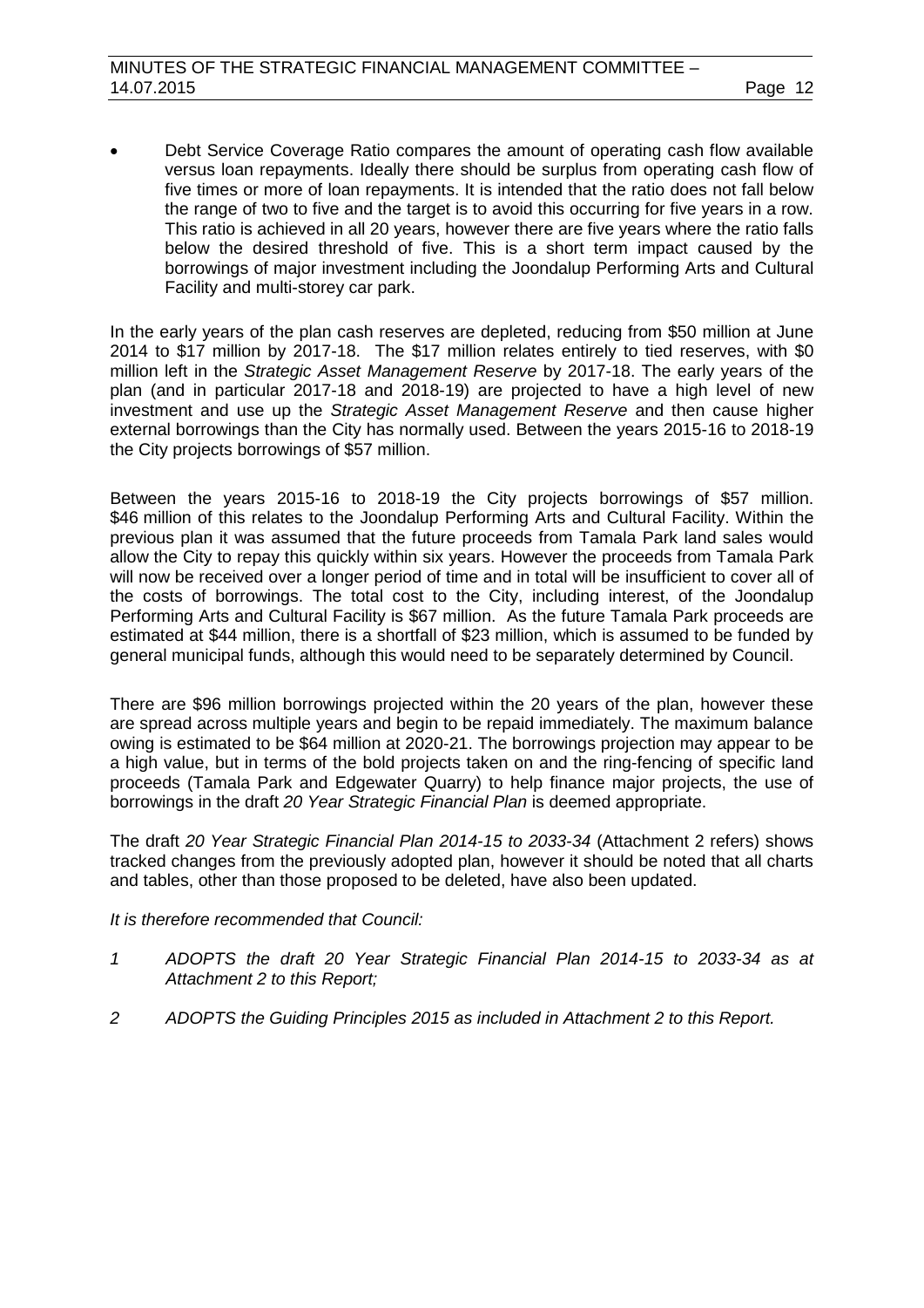- Debt Service Coverage Ratio compares the amount of operating cash flow available versus loan repayments. Ideally there should be surplus from operating cash flow of five times or more of loan repayments. It is intended that the ratio does not fall below the range of two to five and the target is to avoid this occurring for five years in a row. This ratio is achieved in all 20 years, however there are five years where the ratio falls below the desired threshold of five. This is a short term impact caused by the borrowings of major investment including the Joondalup Performing Arts and Cultural Facility and multi-storey car park.

In the early years of the plan cash reserves are depleted, reducing from $50 million at June 2014 to $17 million by 2017-18. The $17 million relates entirely to tied reserves, with $0 million left in the *Strategic Asset Management Reserve* by 2017-18. The early years of the plan (and in particular 2017-18 and 2018-19) are projected to have a high level of new investment and use up the *Strategic Asset Management Reserve* and then cause higher external borrowings than the City has normally used. Between the years 2015-16 to 2018-19 the City projects borrowings of $57 million.

Between the years 2015-16 to 2018-19 the City projects borrowings of $57 million. $46 million of this relates to the Joondalup Performing Arts and Cultural Facility. Within the previous plan it was assumed that the future proceeds from Tamala Park land sales would allow the City to repay this quickly within six years. However the proceeds from Tamala Park will now be received over a longer period of time and in total will be insufficient to cover all of the costs of borrowings. The total cost to the City, including interest, of the Joondalup Performing Arts and Cultural Facility is $67 million. As the future Tamala Park proceeds are estimated at $44 million, there is a shortfall of $23 million, which is assumed to be funded by general municipal funds, although this would need to be separately determined by Council.

There are $96 million borrowings projected within the 20 years of the plan, however these are spread across multiple years and begin to be repaid immediately. The maximum balance owing is estimated to be $64 million at 2020-21. The borrowings projection may appear to be a high value, but in terms of the bold projects taken on and the ring-fencing of specific land proceeds (Tamala Park and Edgewater Quarry) to help finance major projects, the use of borrowings in the draft *20 Year Strategic Financial Plan* is deemed appropriate.

The draft *20 Year Strategic Financial Plan 2014-15 to 2033-34* (Attachment 2 refers) shows tracked changes from the previously adopted plan, however it should be noted that all charts and tables, other than those proposed to be deleted, have also been updated.

*It is therefore recommended that Council:*

*1 ADOPTS the draft 20 Year Strategic Financial Plan 2014-15 to 2033-34 as at Attachment 2 to this Report;*

*2 ADOPTS the Guiding Principles 2015 as included in Attachment 2 to this Report.*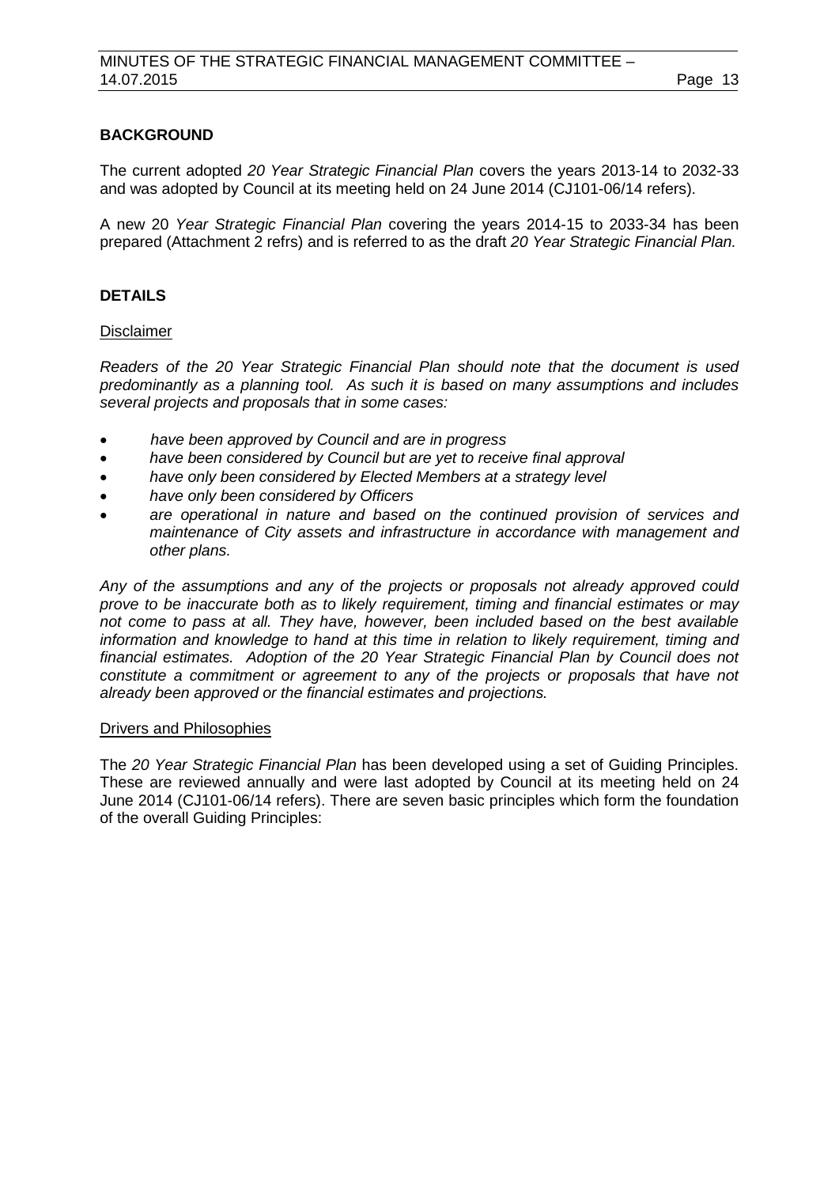## BACKGROUND

The current adopted *20 Year Strategic Financial Plan* covers the years 2013-14 to 2032-33 and was adopted by Council at its meeting held on 24 June 2014 (CJ101-06/14 refers).

A new 20 *Year Strategic Financial Plan* covering the years 2014-15 to 2033-34 has been prepared (Attachment 2 refrs) and is referred to as the draft *20 Year Strategic Financial Plan.*

## DETAILS

Disclaimer

*Readers of the 20 Year Strategic Financial Plan should note that the document is used predominantly as a planning tool. As such it is based on many assumptions and includes several projects and proposals that in some cases:*

- *have been approved by Council and are in progress*
- *have been considered by Council but are yet to receive final approval*
- *have only been considered by Elected Members at a strategy level*
- *have only been considered by Officers*
- *are operational in nature and based on the continued provision of services and maintenance of City assets and infrastructure in accordance with management and other plans.*

*Any of the assumptions and any of the projects or proposals not already approved could prove to be inaccurate both as to likely requirement, timing and financial estimates or may not come to pass at all. They have, however, been included based on the best available information and knowledge to hand at this time in relation to likely requirement, timing and financial estimates. Adoption of the 20 Year Strategic Financial Plan by Council does not constitute a commitment or agreement to any of the projects or proposals that have not already been approved or the financial estimates and projections.*

Drivers and Philosophies

The *20 Year Strategic Financial Plan* has been developed using a set of Guiding Principles. These are reviewed annually and were last adopted by Council at its meeting held on 24 June 2014 (CJ101-06/14 refers). There are seven basic principles which form the foundation of the overall Guiding Principles: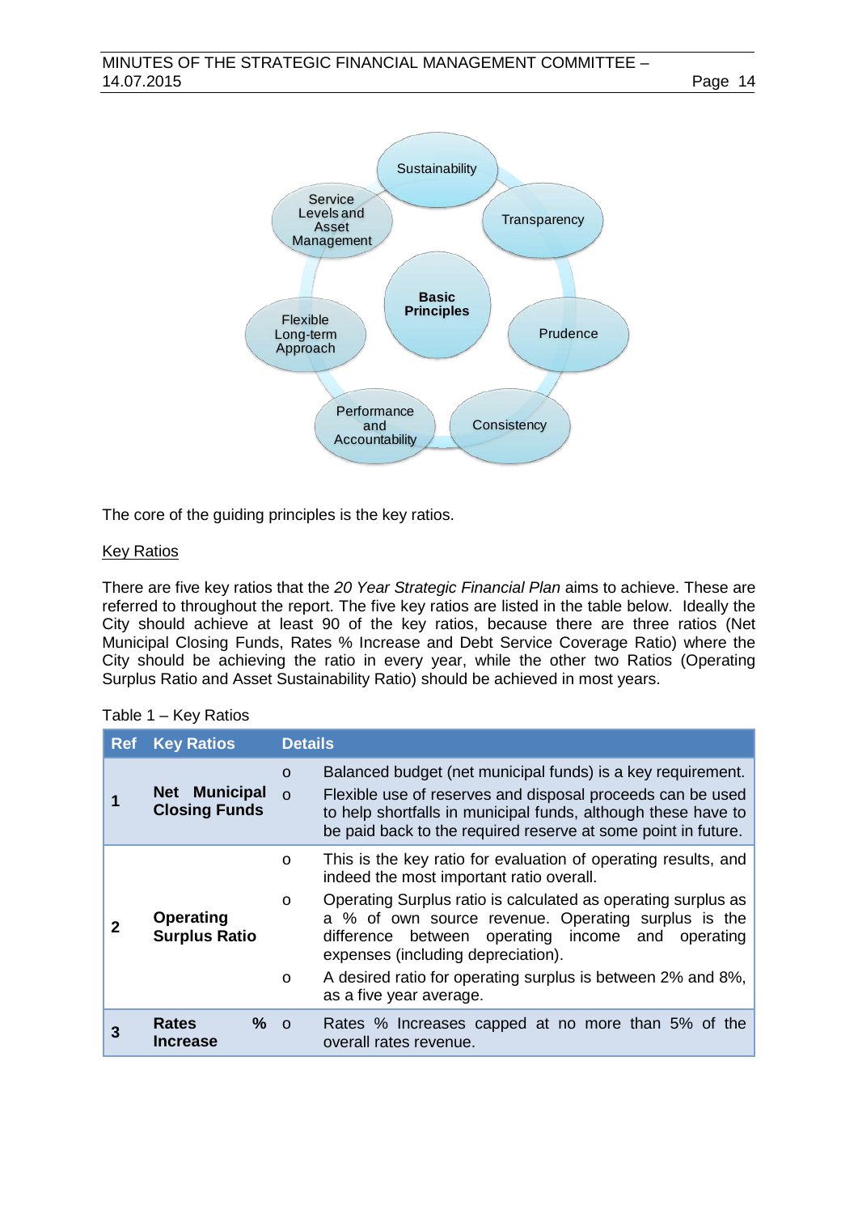**Basic Principles**

- Sustainability
- Transparency
- Prudence
- Consistency
- Performance and Accountability
- Flexible Long-term Approach
- Service Levels and Asset Management

The core of the guiding principles is the key ratios.

<u>Key Ratios</u>

There are five key ratios that the *20 Year Strategic Financial Plan* aims to achieve. These are referred to throughout the report. The five key ratios are listed in the table below. Ideally the City should achieve at least 90 of the key ratios, because there are three ratios (Net Municipal Closing Funds, Rates % Increase and Debt Service Coverage Ratio) where the City should be achieving the ratio in every year, while the other two Ratios (Operating Surplus Ratio and Asset Sustainability Ratio) should be achieved in most years.

Table 1 – Key Ratios

| Ref | Key Ratios | Details |
|---|---|---|
| 1 | **Net Municipal Closing Funds** | o Balanced budget (net municipal funds) is a key requirement.<br>o Flexible use of reserves and disposal proceeds can be used to help shortfalls in municipal funds, although these have to be paid back to the required reserve at some point in future. |
| 2 | **Operating Surplus Ratio** | o This is the key ratio for evaluation of operating results, and indeed the most important ratio overall.<br>o Operating Surplus ratio is calculated as operating surplus as a % of own source revenue. Operating surplus is the difference between operating income and operating expenses (including depreciation).<br>o A desired ratio for operating surplus is between 2% and 8%, as a five year average. |
| 3 | **Rates % Increase** | o Rates % Increases capped at no more than 5% of the overall rates revenue. |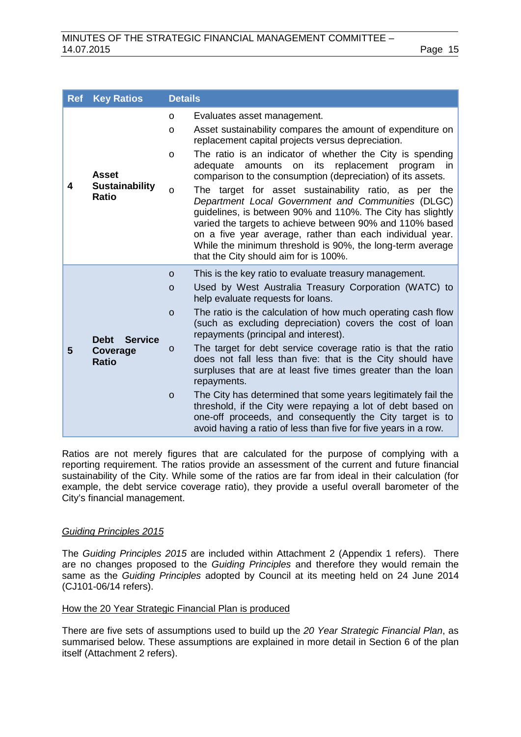| Ref | Key Ratios | Details |
|---|---|---|
| 4 | **Asset Sustainability Ratio** | o Evaluates asset management.<br>o Asset sustainability compares the amount of expenditure on replacement capital projects versus depreciation.<br>o The ratio is an indicator of whether the City is spending adequate amounts on its replacement program in comparison to the consumption (depreciation) of its assets.<br>o The target for asset sustainability ratio, as per the *Department Local Government and Communities* (DLGC) guidelines, is between 90% and 110%. The City has slightly varied the targets to achieve between 90% and 110% based on a five year average, rather than each individual year. While the minimum threshold is 90%, the long-term average that the City should aim for is 100%. |
| 5 | **Debt Service Coverage Ratio** | o This is the key ratio to evaluate treasury management.<br>o Used by West Australia Treasury Corporation (WATC) to help evaluate requests for loans.<br>o The ratio is the calculation of how much operating cash flow (such as excluding depreciation) covers the cost of loan repayments (principal and interest).<br>o The target for debt service coverage ratio is that the ratio does not fall less than five: that is the City should have surpluses that are at least five times greater than the loan repayments.<br>o The City has determined that some years legitimately fail the threshold, if the City were repaying a lot of debt based on one-off proceeds, and consequently the City target is to avoid having a ratio of less than five for five years in a row. |

Ratios are not merely figures that are calculated for the purpose of complying with a reporting requirement. The ratios provide an assessment of the current and future financial sustainability of the City. While some of the ratios are far from ideal in their calculation (for example, the debt service coverage ratio), they provide a useful overall barometer of the City's financial management.

*Guiding Principles 2015*

The *Guiding Principles 2015* are included within Attachment 2 (Appendix 1 refers). There are no changes proposed to the *Guiding Principles* and therefore they would remain the same as the *Guiding Principles* adopted by Council at its meeting held on 24 June 2014 (CJ101-06/14 refers).

How the 20 Year Strategic Financial Plan is produced

There are five sets of assumptions used to build up the *20 Year Strategic Financial Plan*, as summarised below. These assumptions are explained in more detail in Section 6 of the plan itself (Attachment 2 refers).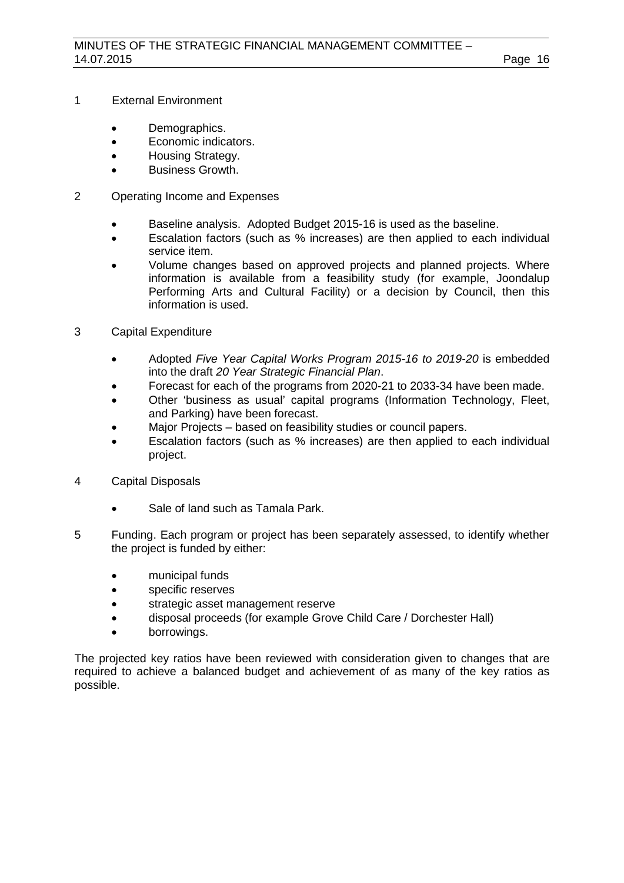1 External Environment

- Demographics.
- Economic indicators.
- Housing Strategy.
- Business Growth.

2 Operating Income and Expenses

- Baseline analysis. Adopted Budget 2015-16 is used as the baseline.
- Escalation factors (such as % increases) are then applied to each individual service item.
- Volume changes based on approved projects and planned projects. Where information is available from a feasibility study (for example, Joondalup Performing Arts and Cultural Facility) or a decision by Council, then this information is used.

3 Capital Expenditure

- Adopted *Five Year Capital Works Program 2015-16 to 2019-20* is embedded into the draft *20 Year Strategic Financial Plan*.
- Forecast for each of the programs from 2020-21 to 2033-34 have been made.
- Other 'business as usual' capital programs (Information Technology, Fleet, and Parking) have been forecast.
- Major Projects – based on feasibility studies or council papers.
- Escalation factors (such as % increases) are then applied to each individual project.

4 Capital Disposals

- Sale of land such as Tamala Park.

5 Funding. Each program or project has been separately assessed, to identify whether the project is funded by either:

- municipal funds
- specific reserves
- strategic asset management reserve
- disposal proceeds (for example Grove Child Care / Dorchester Hall)
- borrowings.

The projected key ratios have been reviewed with consideration given to changes that are required to achieve a balanced budget and achievement of as many of the key ratios as possible.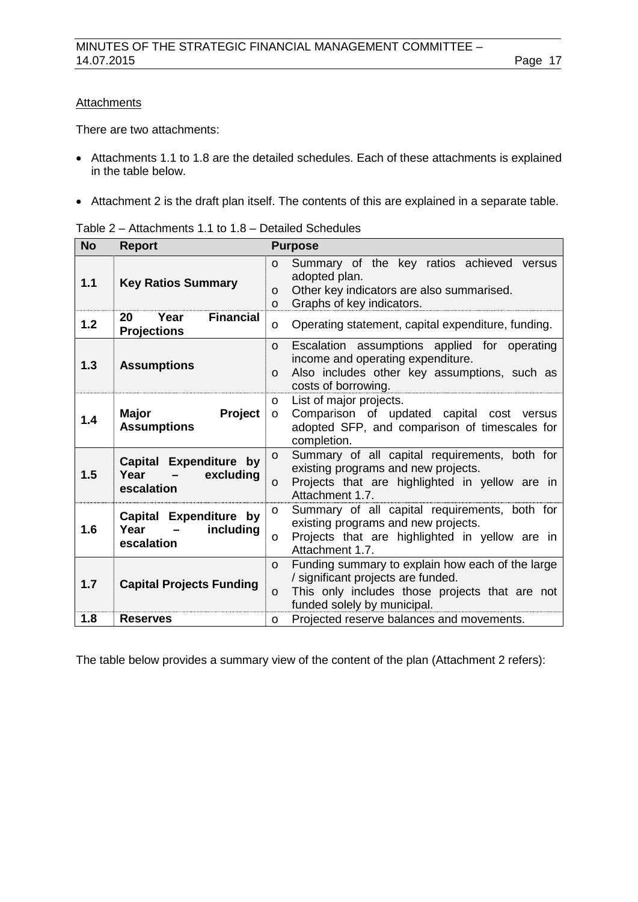Attachments

There are two attachments:

- Attachments 1.1 to 1.8 are the detailed schedules. Each of these attachments is explained in the table below.
- Attachment 2 is the draft plan itself. The contents of this are explained in a separate table.

Table 2 – Attachments 1.1 to 1.8 – Detailed Schedules

| No | Report | Purpose |
|---|---|---|
| 1.1 | **Key Ratios Summary** | o Summary of the key ratios achieved versus adopted plan.<br>o Other key indicators are also summarised.<br>o Graphs of key indicators. |
| 1.2 | **20 Year Financial Projections** | o Operating statement, capital expenditure, funding. |
| 1.3 | **Assumptions** | o Escalation assumptions applied for operating income and operating expenditure.<br>o Also includes other key assumptions, such as costs of borrowing. |
| 1.4 | **Major Project Assumptions** | o List of major projects.<br>o Comparison of updated capital cost versus adopted SFP, and comparison of timescales for completion. |
| 1.5 | **Capital Expenditure by Year – excluding escalation** | o Summary of all capital requirements, both for existing programs and new projects.<br>o Projects that are highlighted in yellow are in Attachment 1.7. |
| 1.6 | **Capital Expenditure by Year – including escalation** | o Summary of all capital requirements, both for existing programs and new projects.<br>o Projects that are highlighted in yellow are in Attachment 1.7. |
| 1.7 | **Capital Projects Funding** | o Funding summary to explain how each of the large / significant projects are funded.<br>o This only includes those projects that are not funded solely by municipal. |
| 1.8 | **Reserves** | o Projected reserve balances and movements. |

The table below provides a summary view of the content of the plan (Attachment 2 refers):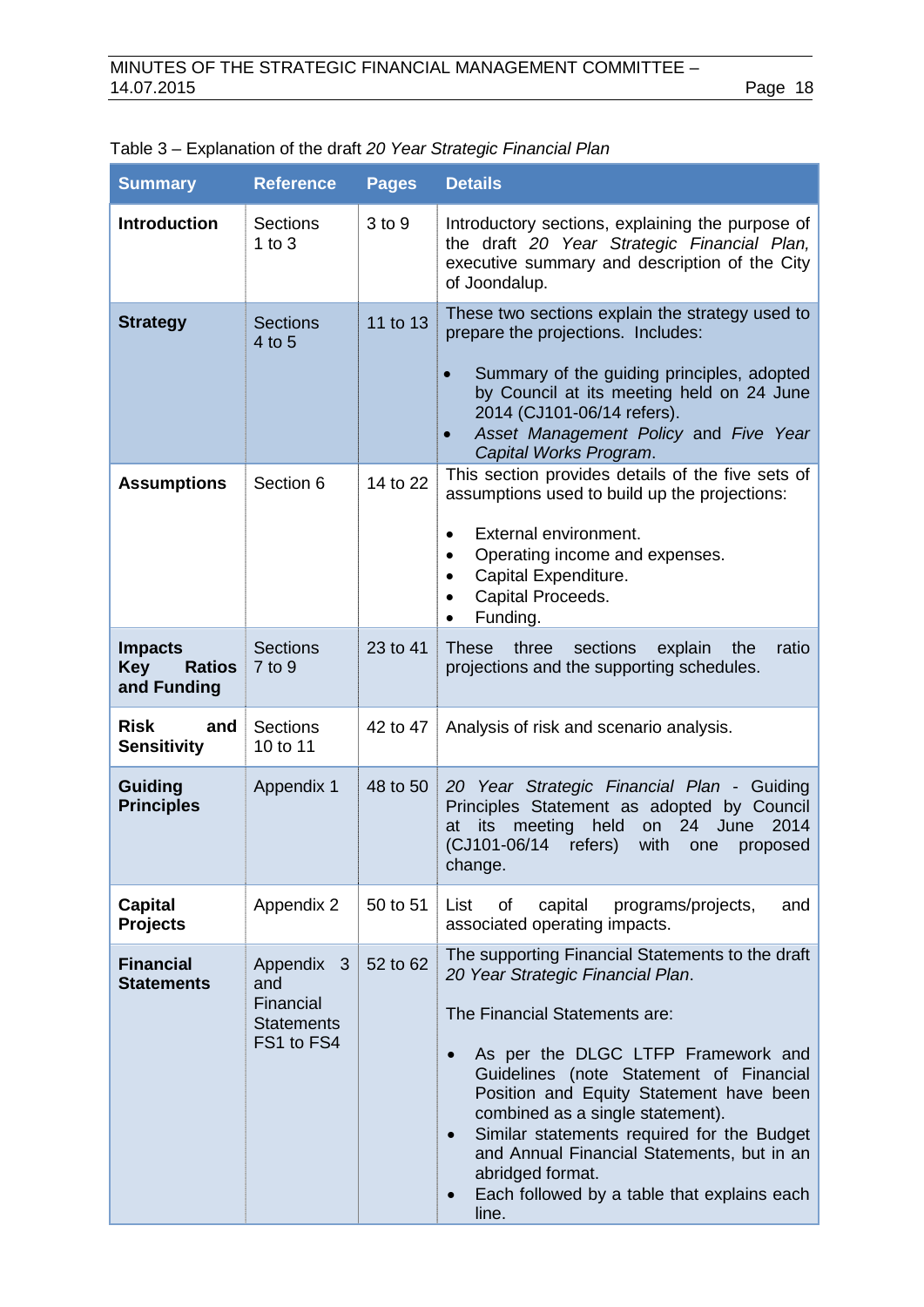Table 3 – Explanation of the draft *20 Year Strategic Financial Plan*

| Summary | Reference | Pages | Details |
|---|---|---|---|
| **Introduction** | Sections 1 to 3 | 3 to 9 | Introductory sections, explaining the purpose of the draft *20 Year Strategic Financial Plan,* executive summary and description of the City of Joondalup. |
| **Strategy** | Sections 4 to 5 | 11 to 13 | These two sections explain the strategy used to prepare the projections. Includes:<br><br>• Summary of the guiding principles, adopted by Council at its meeting held on 24 June 2014 (CJ101-06/14 refers).<br>• *Asset Management Policy* and *Five Year Capital Works Program*. |
| **Assumptions** | Section 6 | 14 to 22 | This section provides details of the five sets of assumptions used to build up the projections:<br><br>• External environment.<br>• Operating income and expenses.<br>• Capital Expenditure.<br>• Capital Proceeds.<br>• Funding. |
| **Impacts Key Ratios and Funding** | Sections 7 to 9 | 23 to 41 | These three sections explain the ratio projections and the supporting schedules. |
| **Risk and Sensitivity** | Sections 10 to 11 | 42 to 47 | Analysis of risk and scenario analysis. |
| **Guiding Principles** | Appendix 1 | 48 to 50 | *20 Year Strategic Financial Plan* - Guiding Principles Statement as adopted by Council at its meeting held on 24 June 2014 (CJ101-06/14 refers) with one proposed change. |
| **Capital Projects** | Appendix 2 | 50 to 51 | List of capital programs/projects, and associated operating impacts. |
| **Financial Statements** | Appendix 3 and Financial Statements FS1 to FS4 | 52 to 62 | The supporting Financial Statements to the draft *20 Year Strategic Financial Plan*.<br><br>The Financial Statements are:<br><br>• As per the DLGC LTFP Framework and Guidelines (note Statement of Financial Position and Equity Statement have been combined as a single statement).<br>• Similar statements required for the Budget and Annual Financial Statements, but in an abridged format.<br>• Each followed by a table that explains each line. |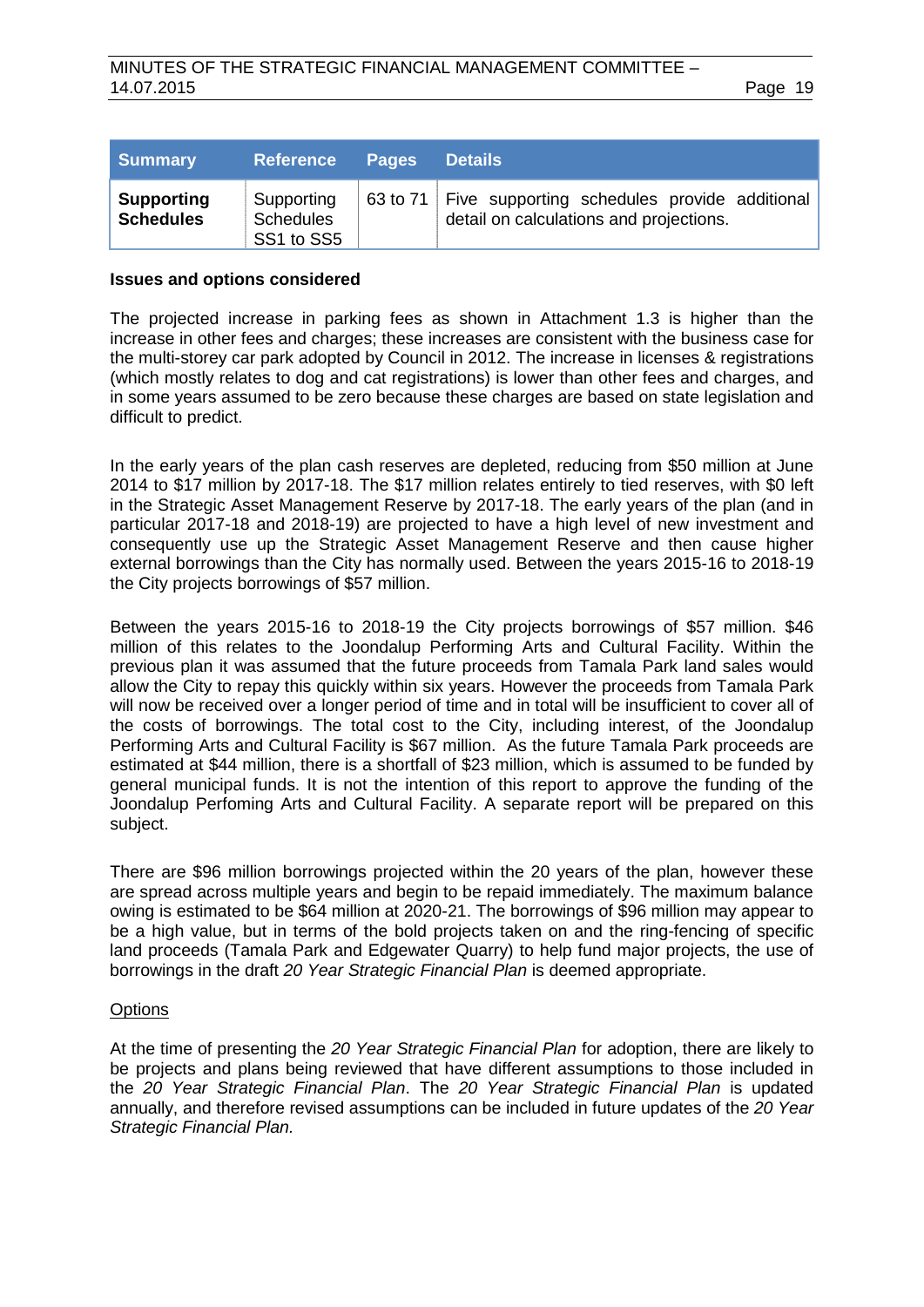| Summary | Reference | Pages | Details |
|---|---|---|---|
| **Supporting Schedules** | Supporting Schedules SS1 to SS5 | 63 to 71 | Five supporting schedules provide additional detail on calculations and projections. |

**Issues and options considered**

The projected increase in parking fees as shown in Attachment 1.3 is higher than the increase in other fees and charges; these increases are consistent with the business case for the multi-storey car park adopted by Council in 2012. The increase in licenses & registrations (which mostly relates to dog and cat registrations) is lower than other fees and charges, and in some years assumed to be zero because these charges are based on state legislation and difficult to predict.

In the early years of the plan cash reserves are depleted, reducing from $50 million at June 2014 to $17 million by 2017-18. The $17 million relates entirely to tied reserves, with $0 left in the Strategic Asset Management Reserve by 2017-18. The early years of the plan (and in particular 2017-18 and 2018-19) are projected to have a high level of new investment and consequently use up the Strategic Asset Management Reserve and then cause higher external borrowings than the City has normally used. Between the years 2015-16 to 2018-19 the City projects borrowings of $57 million.

Between the years 2015-16 to 2018-19 the City projects borrowings of $57 million. $46 million of this relates to the Joondalup Performing Arts and Cultural Facility. Within the previous plan it was assumed that the future proceeds from Tamala Park land sales would allow the City to repay this quickly within six years. However the proceeds from Tamala Park will now be received over a longer period of time and in total will be insufficient to cover all of the costs of borrowings. The total cost to the City, including interest, of the Joondalup Performing Arts and Cultural Facility is $67 million. As the future Tamala Park proceeds are estimated at $44 million, there is a shortfall of $23 million, which is assumed to be funded by general municipal funds. It is not the intention of this report to approve the funding of the Joondalup Perfoming Arts and Cultural Facility. A separate report will be prepared on this subject.

There are $96 million borrowings projected within the 20 years of the plan, however these are spread across multiple years and begin to be repaid immediately. The maximum balance owing is estimated to be $64 million at 2020-21. The borrowings of $96 million may appear to be a high value, but in terms of the bold projects taken on and the ring-fencing of specific land proceeds (Tamala Park and Edgewater Quarry) to help fund major projects, the use of borrowings in the draft *20 Year Strategic Financial Plan* is deemed appropriate.

Options

At the time of presenting the *20 Year Strategic Financial Plan* for adoption, there are likely to be projects and plans being reviewed that have different assumptions to those included in the *20 Year Strategic Financial Plan*. The *20 Year Strategic Financial Plan* is updated annually, and therefore revised assumptions can be included in future updates of the *20 Year Strategic Financial Plan.*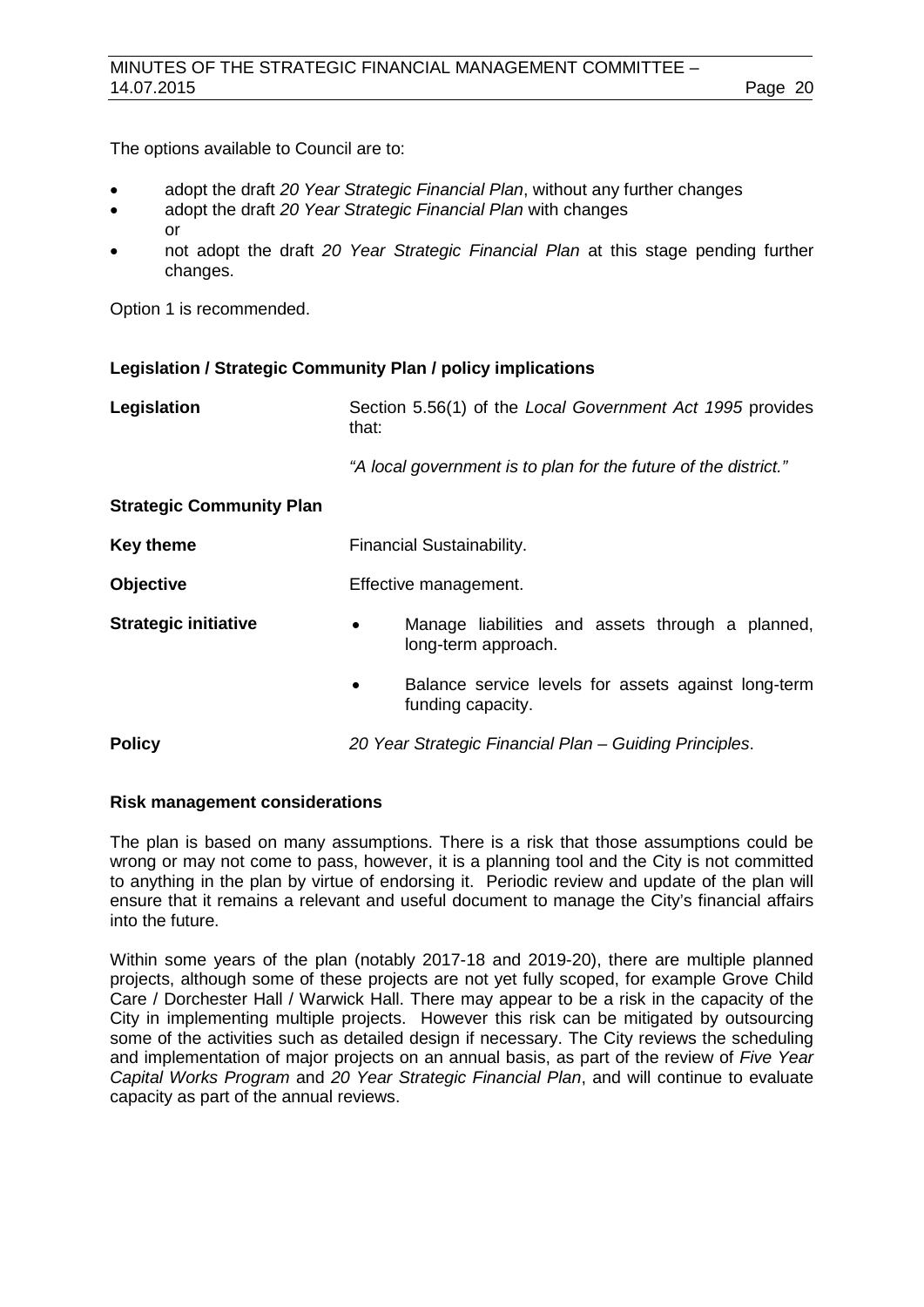The options available to Council are to:

- adopt the draft *20 Year Strategic Financial Plan*, without any further changes
- adopt the draft *20 Year Strategic Financial Plan* with changes
  or
- not adopt the draft *20 Year Strategic Financial Plan* at this stage pending further changes.

Option 1 is recommended.

**Legislation / Strategic Community Plan / policy implications**

**Legislation** Section 5.56(1) of the *Local Government Act 1995* provides that:

*"A local government is to plan for the future of the district."*

**Strategic Community Plan**

**Key theme** Financial Sustainability.

**Objective** Effective management.

**Strategic initiative**

- Manage liabilities and assets through a planned, long-term approach.
- Balance service levels for assets against long-term funding capacity.

**Policy** *20 Year Strategic Financial Plan – Guiding Principles*.

**Risk management considerations**

The plan is based on many assumptions. There is a risk that those assumptions could be wrong or may not come to pass, however, it is a planning tool and the City is not committed to anything in the plan by virtue of endorsing it. Periodic review and update of the plan will ensure that it remains a relevant and useful document to manage the City's financial affairs into the future.

Within some years of the plan (notably 2017-18 and 2019-20), there are multiple planned projects, although some of these projects are not yet fully scoped, for example Grove Child Care / Dorchester Hall / Warwick Hall. There may appear to be a risk in the capacity of the City in implementing multiple projects. However this risk can be mitigated by outsourcing some of the activities such as detailed design if necessary. The City reviews the scheduling and implementation of major projects on an annual basis, as part of the review of *Five Year Capital Works Program* and *20 Year Strategic Financial Plan*, and will continue to evaluate capacity as part of the annual reviews.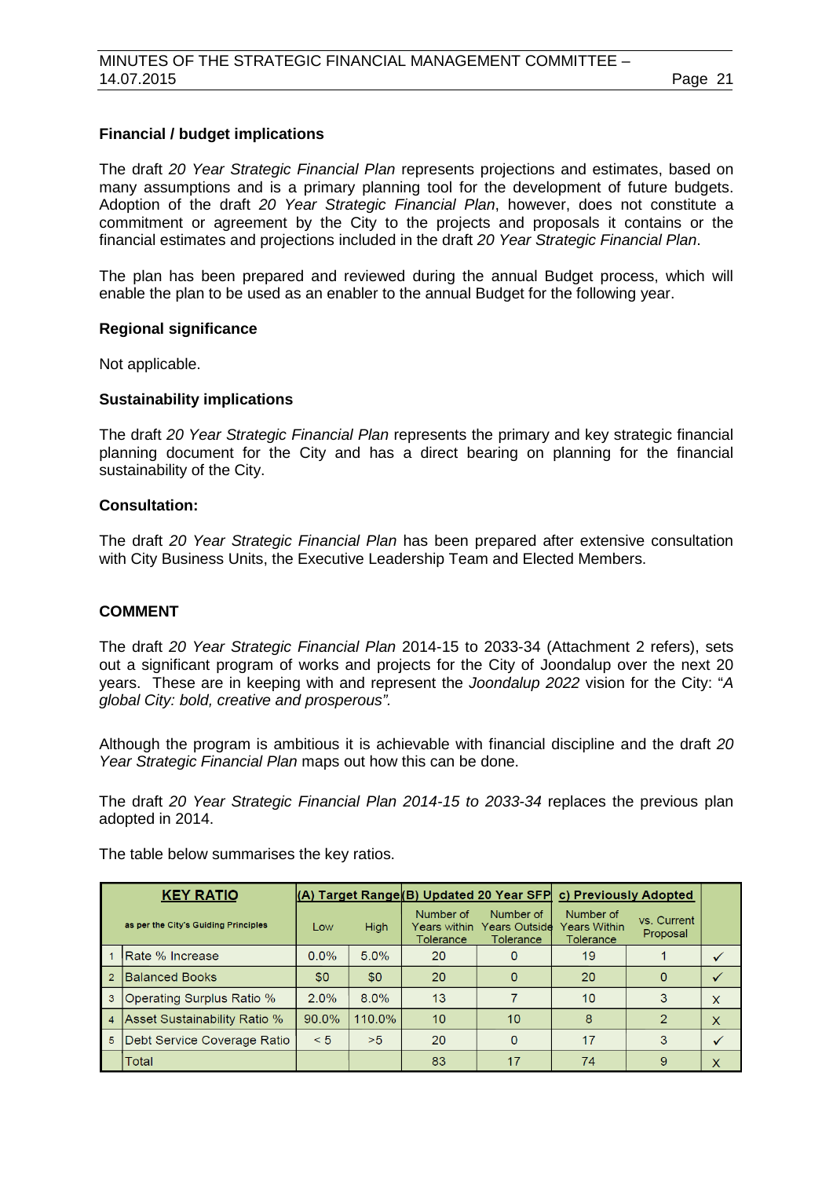**Financial / budget implications**

The draft *20 Year Strategic Financial Plan* represents projections and estimates, based on many assumptions and is a primary planning tool for the development of future budgets. Adoption of the draft *20 Year Strategic Financial Plan*, however, does not constitute a commitment or agreement by the City to the projects and proposals it contains or the financial estimates and projections included in the draft *20 Year Strategic Financial Plan*.

The plan has been prepared and reviewed during the annual Budget process, which will enable the plan to be used as an enabler to the annual Budget for the following year.

**Regional significance**

Not applicable.

**Sustainability implications**

The draft *20 Year Strategic Financial Plan* represents the primary and key strategic financial planning document for the City and has a direct bearing on planning for the financial sustainability of the City.

**Consultation:**

The draft *20 Year Strategic Financial Plan* has been prepared after extensive consultation with City Business Units, the Executive Leadership Team and Elected Members.

**COMMENT**

The draft *20 Year Strategic Financial Plan* 2014-15 to 2033-34 (Attachment 2 refers), sets out a significant program of works and projects for the City of Joondalup over the next 20 years. These are in keeping with and represent the *Joondalup 2022* vision for the City: "*A global City: bold, creative and prosperous".*

Although the program is ambitious it is achievable with financial discipline and the draft *20 Year Strategic Financial Plan* maps out how this can be done.

The draft *20 Year Strategic Financial Plan 2014-15 to 2033-34* replaces the previous plan adopted in 2014.

The table below summarises the key ratios.

| | KEY RATIO | (A) Target Range | | (B) Updated 20 Year SFP | | c) Previously Adopted | | |
|---|---|---|---|---|---|---|---|---|
| | as per the City's Guiding Principles | Low | High | Number of Years within Tolerance | Number of Years Outside Tolerance | Number of Years Within Tolerance | vs. Current Proposal | |
| 1 | Rate % Increase | 0.0% | 5.0% | 20 | 0 | 19 | 1 | ✓ |
| 2 | Balanced Books | $0 | $0 | 20 | 0 | 20 | 0 | ✓ |
| 3 | Operating Surplus Ratio % | 2.0% | 8.0% | 13 | 7 | 10 | 3 | x |
| 4 | Asset Sustainability Ratio % | 90.0% | 110.0% | 10 | 10 | 8 | 2 | x |
| 5 | Debt Service Coverage Ratio | < 5 | >5 | 20 | 0 | 17 | 3 | ✓ |
| | Total | | | 83 | 17 | 74 | 9 | x |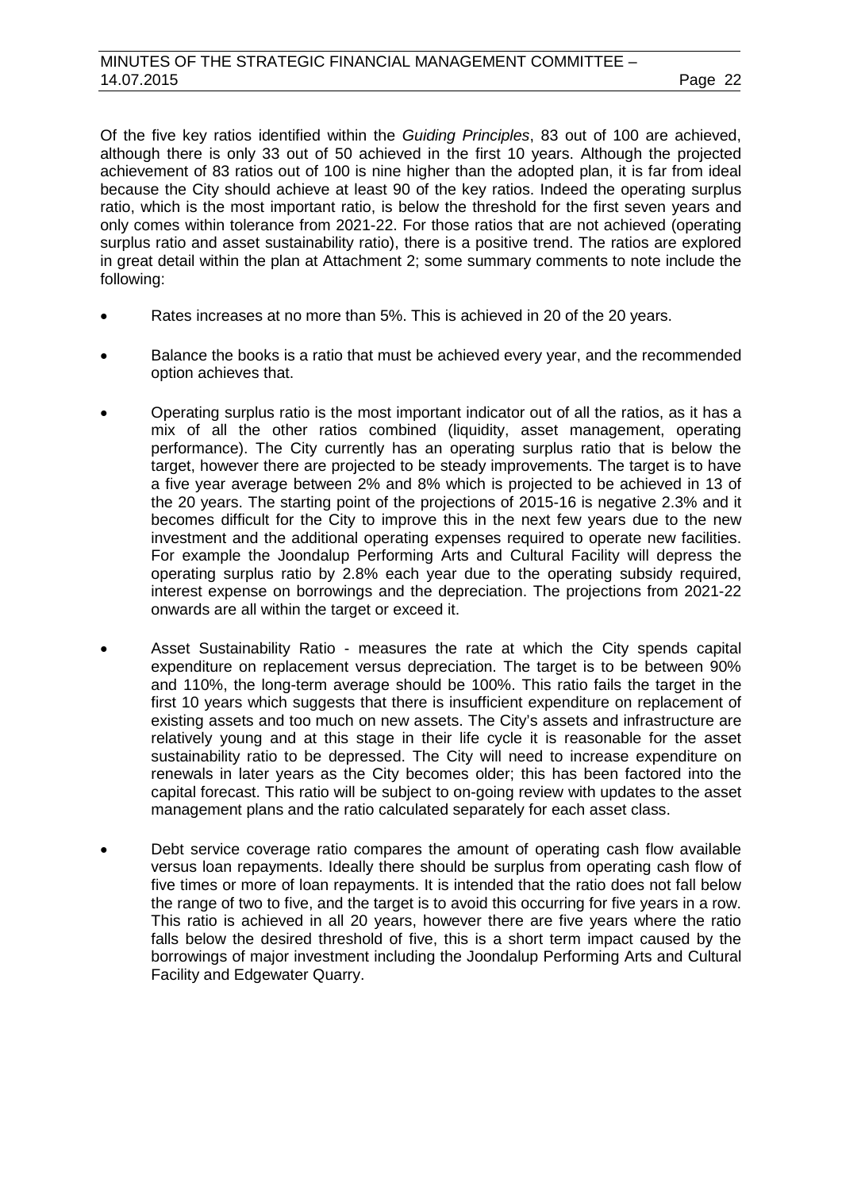Of the five key ratios identified within the *Guiding Principles*, 83 out of 100 are achieved, although there is only 33 out of 50 achieved in the first 10 years. Although the projected achievement of 83 ratios out of 100 is nine higher than the adopted plan, it is far from ideal because the City should achieve at least 90 of the key ratios. Indeed the operating surplus ratio, which is the most important ratio, is below the threshold for the first seven years and only comes within tolerance from 2021-22. For those ratios that are not achieved (operating surplus ratio and asset sustainability ratio), there is a positive trend. The ratios are explored in great detail within the plan at Attachment 2; some summary comments to note include the following:

- Rates increases at no more than 5%. This is achieved in 20 of the 20 years.

- Balance the books is a ratio that must be achieved every year, and the recommended option achieves that.

- Operating surplus ratio is the most important indicator out of all the ratios, as it has a mix of all the other ratios combined (liquidity, asset management, operating performance). The City currently has an operating surplus ratio that is below the target, however there are projected to be steady improvements. The target is to have a five year average between 2% and 8% which is projected to be achieved in 13 of the 20 years. The starting point of the projections of 2015-16 is negative 2.3% and it becomes difficult for the City to improve this in the next few years due to the new investment and the additional operating expenses required to operate new facilities. For example the Joondalup Performing Arts and Cultural Facility will depress the operating surplus ratio by 2.8% each year due to the operating subsidy required, interest expense on borrowings and the depreciation. The projections from 2021-22 onwards are all within the target or exceed it.

- Asset Sustainability Ratio - measures the rate at which the City spends capital expenditure on replacement versus depreciation. The target is to be between 90% and 110%, the long-term average should be 100%. This ratio fails the target in the first 10 years which suggests that there is insufficient expenditure on replacement of existing assets and too much on new assets. The City's assets and infrastructure are relatively young and at this stage in their life cycle it is reasonable for the asset sustainability ratio to be depressed. The City will need to increase expenditure on renewals in later years as the City becomes older; this has been factored into the capital forecast. This ratio will be subject to on-going review with updates to the asset management plans and the ratio calculated separately for each asset class.

- Debt service coverage ratio compares the amount of operating cash flow available versus loan repayments. Ideally there should be surplus from operating cash flow of five times or more of loan repayments. It is intended that the ratio does not fall below the range of two to five, and the target is to avoid this occurring for five years in a row. This ratio is achieved in all 20 years, however there are five years where the ratio falls below the desired threshold of five, this is a short term impact caused by the borrowings of major investment including the Joondalup Performing Arts and Cultural Facility and Edgewater Quarry.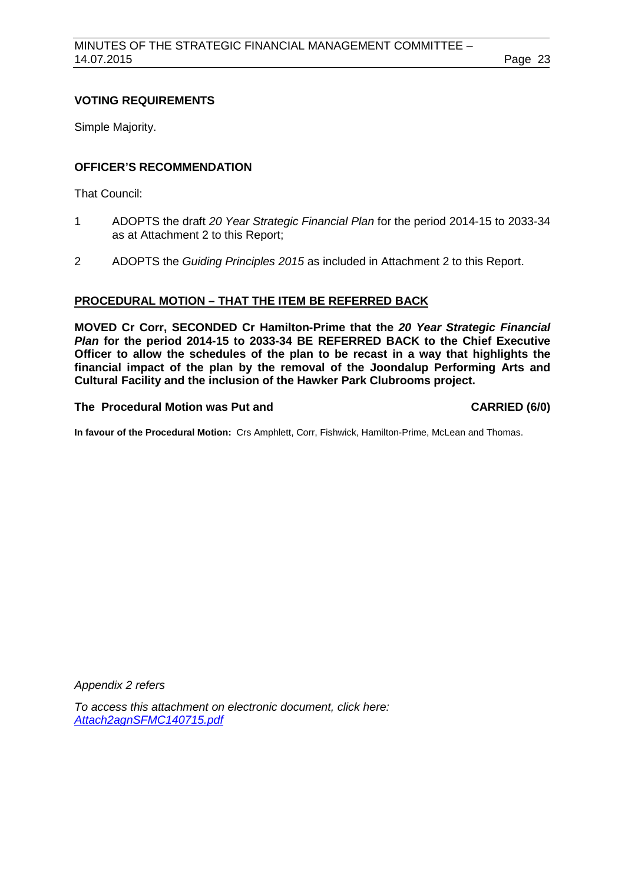**VOTING REQUIREMENTS**

Simple Majority.

**OFFICER'S RECOMMENDATION**

That Council:

1 ADOPTS the draft *20 Year Strategic Financial Plan* for the period 2014-15 to 2033-34 as at Attachment 2 to this Report;

2 ADOPTS the *Guiding Principles 2015* as included in Attachment 2 to this Report.

**PROCEDURAL MOTION – THAT THE ITEM BE REFERRED BACK**

**MOVED Cr Corr, SECONDED Cr Hamilton-Prime that the *20 Year Strategic Financial Plan* for the period 2014-15 to 2033-34 BE REFERRED BACK to the Chief Executive Officer to allow the schedules of the plan to be recast in a way that highlights the financial impact of the plan by the removal of the Joondalup Performing Arts and Cultural Facility and the inclusion of the Hawker Park Clubrooms project.**

**The Procedural Motion was Put and CARRIED (6/0)**

**In favour of the Procedural Motion:** Crs Amphlett, Corr, Fishwick, Hamilton-Prime, McLean and Thomas.

*Appendix 2 refers*

*To access this attachment on electronic document, click here: Attach2agnSFMC140715.pdf*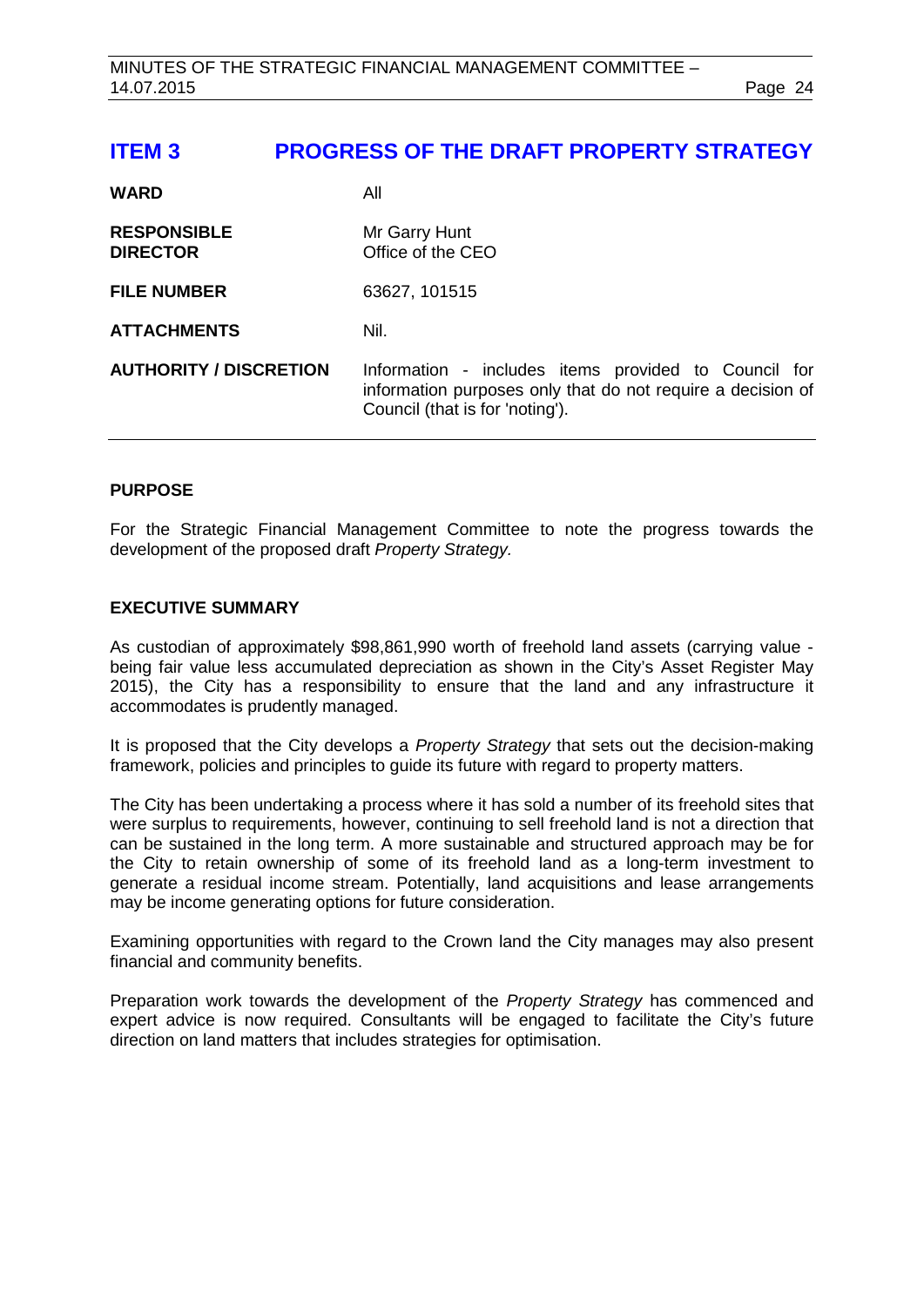# ITEM 3 PROGRESS OF THE DRAFT PROPERTY STRATEGY

| | |
|---|---|
| **WARD** | All |
| **RESPONSIBLE DIRECTOR** | Mr Garry Hunt<br>Office of the CEO |
| **FILE NUMBER** | 63627, 101515 |
| **ATTACHMENTS** | Nil. |
| **AUTHORITY / DISCRETION** | Information - includes items provided to Council for information purposes only that do not require a decision of Council (that is for 'noting'). |

## PURPOSE

For the Strategic Financial Management Committee to note the progress towards the development of the proposed draft *Property Strategy.*

## EXECUTIVE SUMMARY

As custodian of approximately $98,861,990 worth of freehold land assets (carrying value - being fair value less accumulated depreciation as shown in the City's Asset Register May 2015), the City has a responsibility to ensure that the land and any infrastructure it accommodates is prudently managed.

It is proposed that the City develops a *Property Strategy* that sets out the decision-making framework, policies and principles to guide its future with regard to property matters.

The City has been undertaking a process where it has sold a number of its freehold sites that were surplus to requirements, however, continuing to sell freehold land is not a direction that can be sustained in the long term. A more sustainable and structured approach may be for the City to retain ownership of some of its freehold land as a long-term investment to generate a residual income stream. Potentially, land acquisitions and lease arrangements may be income generating options for future consideration.

Examining opportunities with regard to the Crown land the City manages may also present financial and community benefits.

Preparation work towards the development of the *Property Strategy* has commenced and expert advice is now required. Consultants will be engaged to facilitate the City's future direction on land matters that includes strategies for optimisation.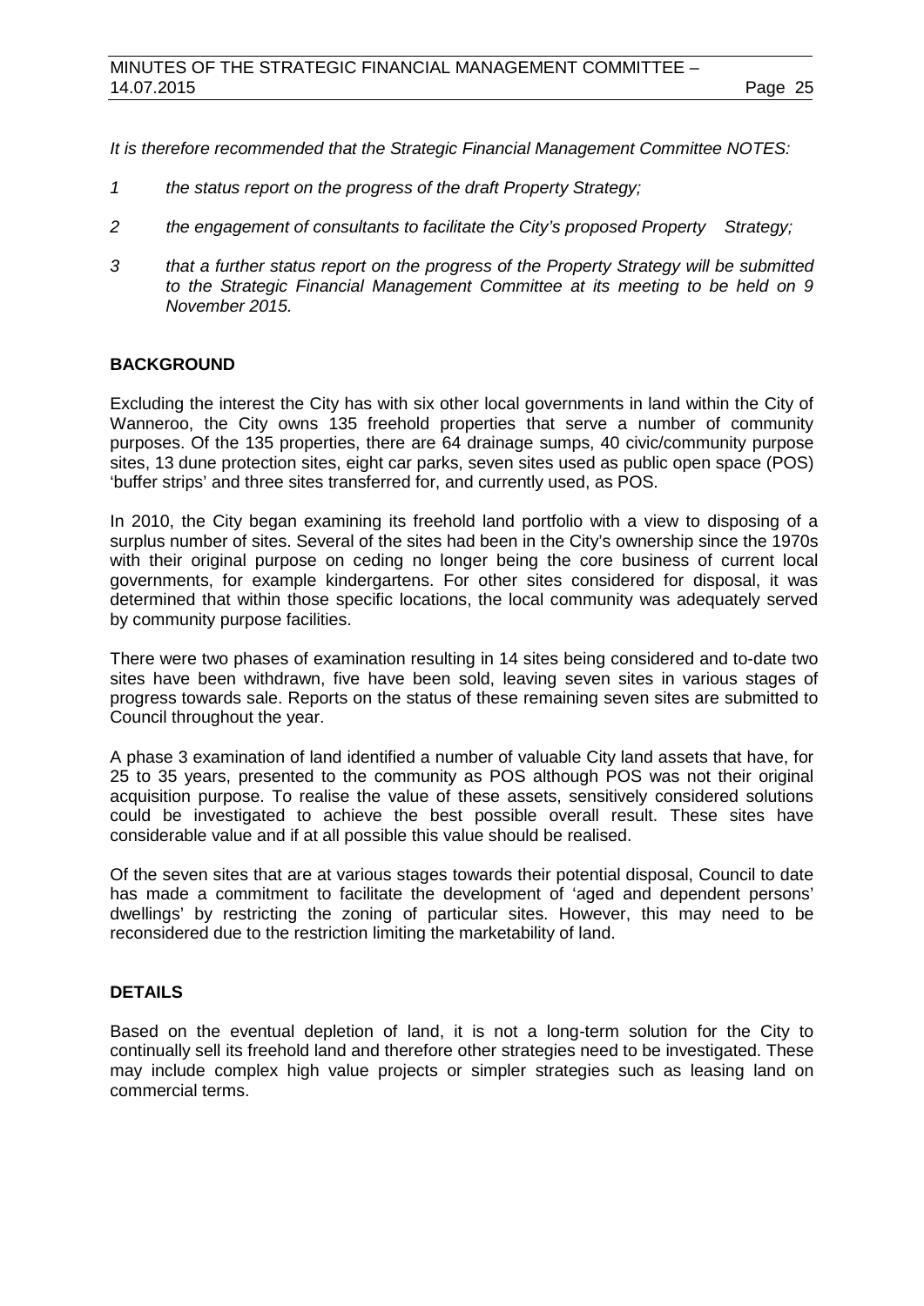*It is therefore recommended that the Strategic Financial Management Committee NOTES:*

1. *the status report on the progress of the draft Property Strategy;*
2. *the engagement of consultants to facilitate the City's proposed Property Strategy;*
3. *that a further status report on the progress of the Property Strategy will be submitted to the Strategic Financial Management Committee at its meeting to be held on 9 November 2015.*

## BACKGROUND

Excluding the interest the City has with six other local governments in land within the City of Wanneroo, the City owns 135 freehold properties that serve a number of community purposes. Of the 135 properties, there are 64 drainage sumps, 40 civic/community purpose sites, 13 dune protection sites, eight car parks, seven sites used as public open space (POS) 'buffer strips' and three sites transferred for, and currently used, as POS.

In 2010, the City began examining its freehold land portfolio with a view to disposing of a surplus number of sites. Several of the sites had been in the City's ownership since the 1970s with their original purpose on ceding no longer being the core business of current local governments, for example kindergartens. For other sites considered for disposal, it was determined that within those specific locations, the local community was adequately served by community purpose facilities.

There were two phases of examination resulting in 14 sites being considered and to-date two sites have been withdrawn, five have been sold, leaving seven sites in various stages of progress towards sale. Reports on the status of these remaining seven sites are submitted to Council throughout the year.

A phase 3 examination of land identified a number of valuable City land assets that have, for 25 to 35 years, presented to the community as POS although POS was not their original acquisition purpose. To realise the value of these assets, sensitively considered solutions could be investigated to achieve the best possible overall result. These sites have considerable value and if at all possible this value should be realised.

Of the seven sites that are at various stages towards their potential disposal, Council to date has made a commitment to facilitate the development of 'aged and dependent persons' dwellings' by restricting the zoning of particular sites. However, this may need to be reconsidered due to the restriction limiting the marketability of land.

## DETAILS

Based on the eventual depletion of land, it is not a long-term solution for the City to continually sell its freehold land and therefore other strategies need to be investigated. These may include complex high value projects or simpler strategies such as leasing land on commercial terms.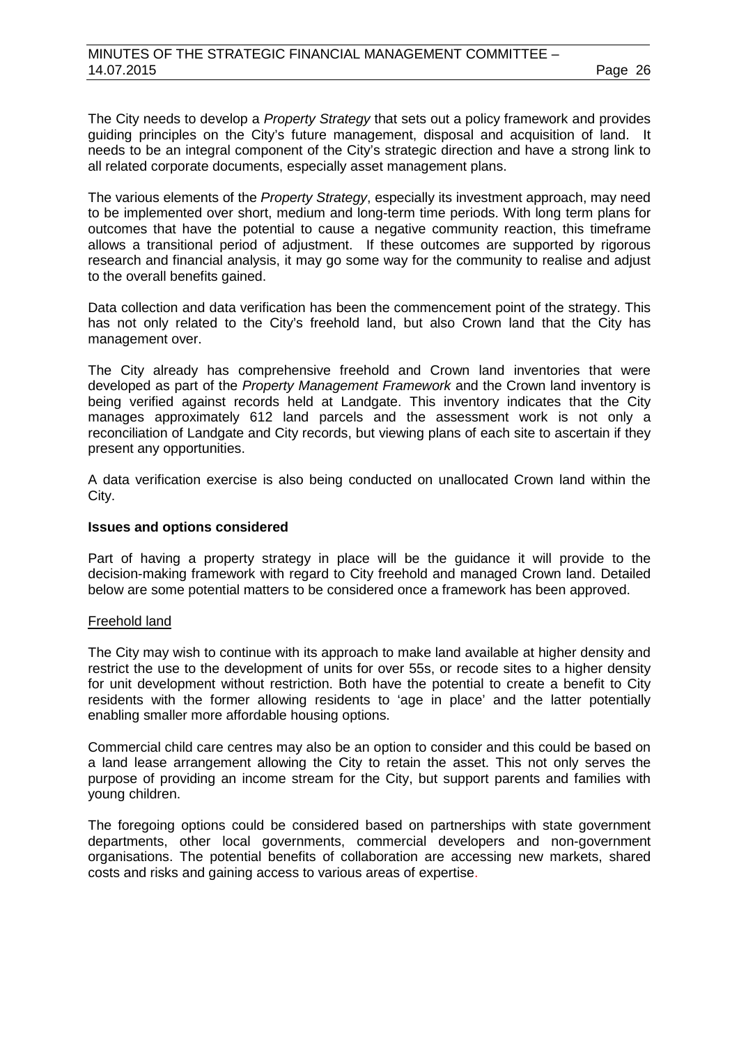The City needs to develop a *Property Strategy* that sets out a policy framework and provides guiding principles on the City's future management, disposal and acquisition of land. It needs to be an integral component of the City's strategic direction and have a strong link to all related corporate documents, especially asset management plans.

The various elements of the *Property Strategy*, especially its investment approach, may need to be implemented over short, medium and long-term time periods. With long term plans for outcomes that have the potential to cause a negative community reaction, this timeframe allows a transitional period of adjustment. If these outcomes are supported by rigorous research and financial analysis, it may go some way for the community to realise and adjust to the overall benefits gained.

Data collection and data verification has been the commencement point of the strategy. This has not only related to the City's freehold land, but also Crown land that the City has management over.

The City already has comprehensive freehold and Crown land inventories that were developed as part of the *Property Management Framework* and the Crown land inventory is being verified against records held at Landgate. This inventory indicates that the City manages approximately 612 land parcels and the assessment work is not only a reconciliation of Landgate and City records, but viewing plans of each site to ascertain if they present any opportunities.

A data verification exercise is also being conducted on unallocated Crown land within the City.

**Issues and options considered**

Part of having a property strategy in place will be the guidance it will provide to the decision-making framework with regard to City freehold and managed Crown land. Detailed below are some potential matters to be considered once a framework has been approved.

<u>Freehold land</u>

The City may wish to continue with its approach to make land available at higher density and restrict the use to the development of units for over 55s, or recode sites to a higher density for unit development without restriction. Both have the potential to create a benefit to City residents with the former allowing residents to 'age in place' and the latter potentially enabling smaller more affordable housing options.

Commercial child care centres may also be an option to consider and this could be based on a land lease arrangement allowing the City to retain the asset. This not only serves the purpose of providing an income stream for the City, but support parents and families with young children.

The foregoing options could be considered based on partnerships with state government departments, other local governments, commercial developers and non-government organisations. The potential benefits of collaboration are accessing new markets, shared costs and risks and gaining access to various areas of expertise.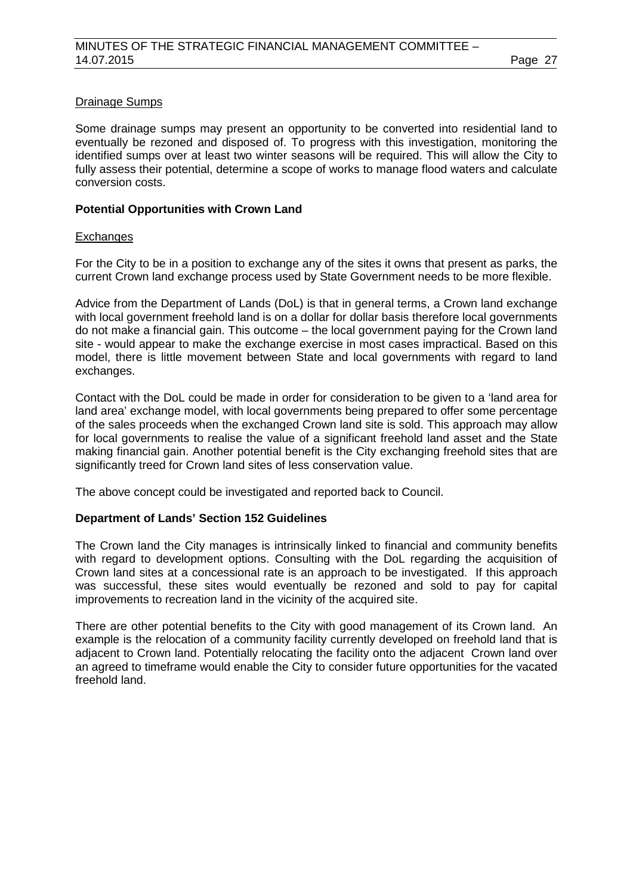Drainage Sumps

Some drainage sumps may present an opportunity to be converted into residential land to eventually be rezoned and disposed of. To progress with this investigation, monitoring the identified sumps over at least two winter seasons will be required. This will allow the City to fully assess their potential, determine a scope of works to manage flood waters and calculate conversion costs.

**Potential Opportunities with Crown Land**

Exchanges

For the City to be in a position to exchange any of the sites it owns that present as parks, the current Crown land exchange process used by State Government needs to be more flexible.

Advice from the Department of Lands (DoL) is that in general terms, a Crown land exchange with local government freehold land is on a dollar for dollar basis therefore local governments do not make a financial gain. This outcome – the local government paying for the Crown land site - would appear to make the exchange exercise in most cases impractical. Based on this model, there is little movement between State and local governments with regard to land exchanges.

Contact with the DoL could be made in order for consideration to be given to a 'land area for land area' exchange model, with local governments being prepared to offer some percentage of the sales proceeds when the exchanged Crown land site is sold. This approach may allow for local governments to realise the value of a significant freehold land asset and the State making financial gain. Another potential benefit is the City exchanging freehold sites that are significantly treed for Crown land sites of less conservation value.

The above concept could be investigated and reported back to Council.

**Department of Lands' Section 152 Guidelines**

The Crown land the City manages is intrinsically linked to financial and community benefits with regard to development options. Consulting with the DoL regarding the acquisition of Crown land sites at a concessional rate is an approach to be investigated. If this approach was successful, these sites would eventually be rezoned and sold to pay for capital improvements to recreation land in the vicinity of the acquired site.

There are other potential benefits to the City with good management of its Crown land. An example is the relocation of a community facility currently developed on freehold land that is adjacent to Crown land. Potentially relocating the facility onto the adjacent Crown land over an agreed to timeframe would enable the City to consider future opportunities for the vacated freehold land.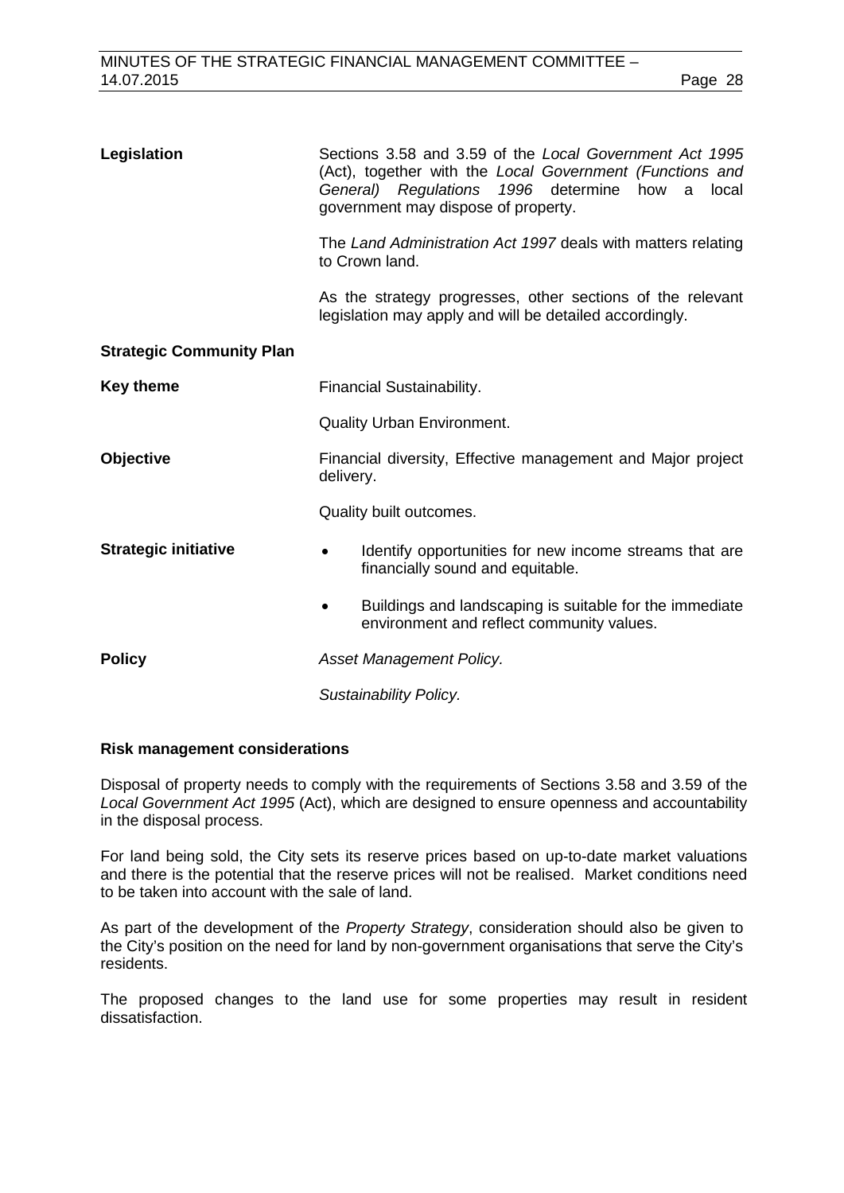**Legislation**

Sections 3.58 and 3.59 of the *Local Government Act 1995* (Act), together with the *Local Government (Functions and General) Regulations 1996* determine how a local government may dispose of property.

The *Land Administration Act 1997* deals with matters relating to Crown land.

As the strategy progresses, other sections of the relevant legislation may apply and will be detailed accordingly.

**Strategic Community Plan**

**Key theme**

Financial Sustainability.

Quality Urban Environment.

**Objective**

Financial diversity, Effective management and Major project delivery.

Quality built outcomes.

**Strategic initiative**

- Identify opportunities for new income streams that are financially sound and equitable.
- Buildings and landscaping is suitable for the immediate environment and reflect community values.

**Policy**

*Asset Management Policy.*

*Sustainability Policy.*

**Risk management considerations**

Disposal of property needs to comply with the requirements of Sections 3.58 and 3.59 of the *Local Government Act 1995* (Act), which are designed to ensure openness and accountability in the disposal process.

For land being sold, the City sets its reserve prices based on up-to-date market valuations and there is the potential that the reserve prices will not be realised. Market conditions need to be taken into account with the sale of land.

As part of the development of the *Property Strategy*, consideration should also be given to the City's position on the need for land by non-government organisations that serve the City's residents.

The proposed changes to the land use for some properties may result in resident dissatisfaction.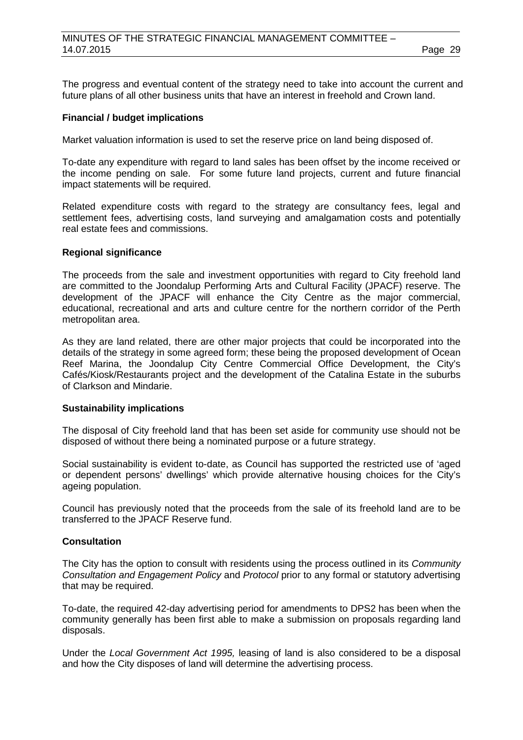The progress and eventual content of the strategy need to take into account the current and future plans of all other business units that have an interest in freehold and Crown land.

**Financial / budget implications**

Market valuation information is used to set the reserve price on land being disposed of.

To-date any expenditure with regard to land sales has been offset by the income received or the income pending on sale. For some future land projects, current and future financial impact statements will be required.

Related expenditure costs with regard to the strategy are consultancy fees, legal and settlement fees, advertising costs, land surveying and amalgamation costs and potentially real estate fees and commissions.

**Regional significance**

The proceeds from the sale and investment opportunities with regard to City freehold land are committed to the Joondalup Performing Arts and Cultural Facility (JPACF) reserve. The development of the JPACF will enhance the City Centre as the major commercial, educational, recreational and arts and culture centre for the northern corridor of the Perth metropolitan area.

As they are land related, there are other major projects that could be incorporated into the details of the strategy in some agreed form; these being the proposed development of Ocean Reef Marina, the Joondalup City Centre Commercial Office Development, the City's Cafés/Kiosk/Restaurants project and the development of the Catalina Estate in the suburbs of Clarkson and Mindarie.

**Sustainability implications**

The disposal of City freehold land that has been set aside for community use should not be disposed of without there being a nominated purpose or a future strategy.

Social sustainability is evident to-date, as Council has supported the restricted use of 'aged or dependent persons' dwellings' which provide alternative housing choices for the City's ageing population.

Council has previously noted that the proceeds from the sale of its freehold land are to be transferred to the JPACF Reserve fund.

**Consultation**

The City has the option to consult with residents using the process outlined in its *Community Consultation and Engagement Policy* and *Protocol* prior to any formal or statutory advertising that may be required.

To-date, the required 42-day advertising period for amendments to DPS2 has been when the community generally has been first able to make a submission on proposals regarding land disposals.

Under the *Local Government Act 1995,* leasing of land is also considered to be a disposal and how the City disposes of land will determine the advertising process.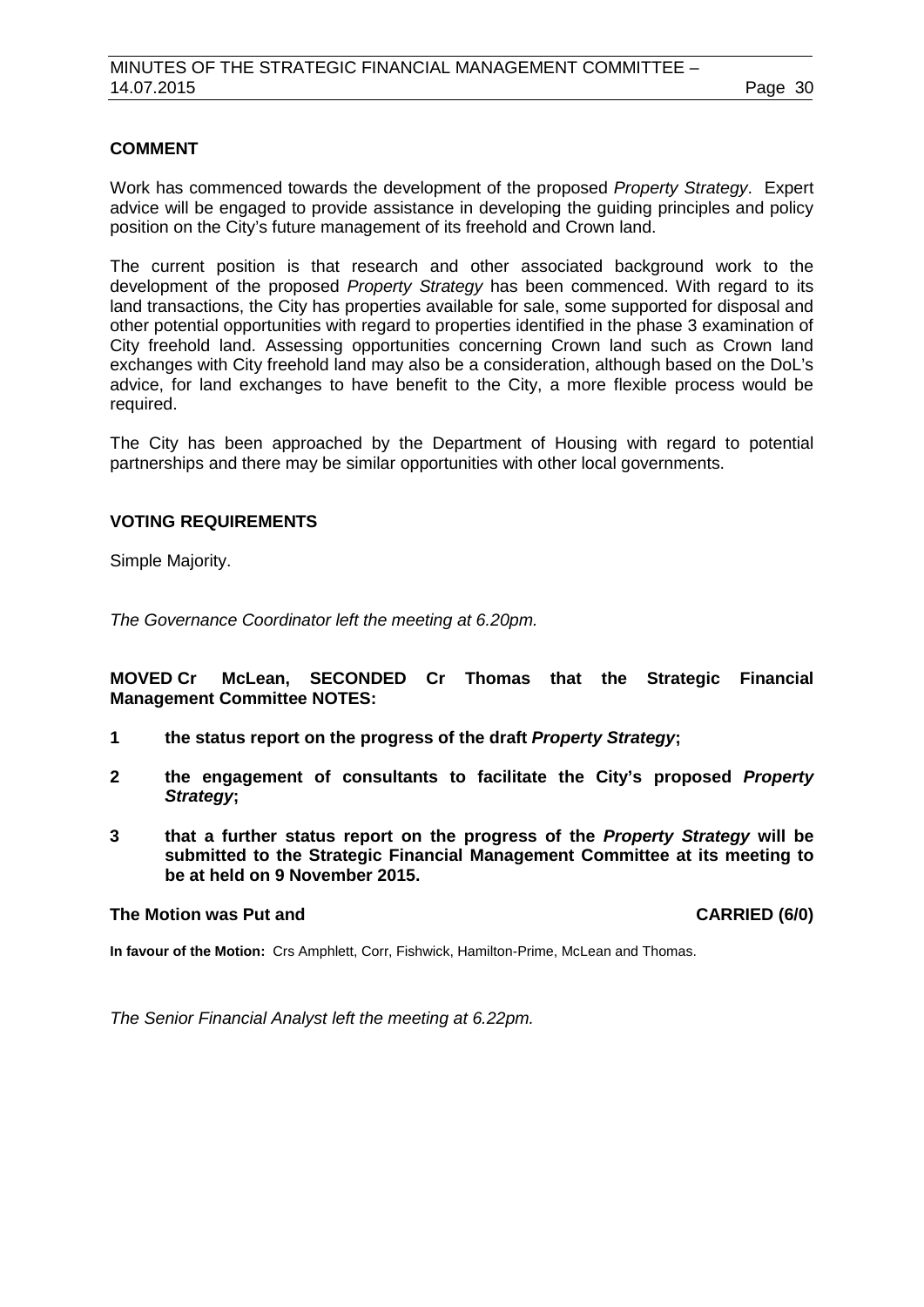## COMMENT

Work has commenced towards the development of the proposed *Property Strategy*. Expert advice will be engaged to provide assistance in developing the guiding principles and policy position on the City's future management of its freehold and Crown land.

The current position is that research and other associated background work to the development of the proposed *Property Strategy* has been commenced. With regard to its land transactions, the City has properties available for sale, some supported for disposal and other potential opportunities with regard to properties identified in the phase 3 examination of City freehold land. Assessing opportunities concerning Crown land such as Crown land exchanges with City freehold land may also be a consideration, although based on the DoL's advice, for land exchanges to have benefit to the City, a more flexible process would be required.

The City has been approached by the Department of Housing with regard to potential partnerships and there may be similar opportunities with other local governments.

## VOTING REQUIREMENTS

Simple Majority.

*The Governance Coordinator left the meeting at 6.20pm.*

**MOVED Cr McLean, SECONDED Cr Thomas that the Strategic Financial Management Committee NOTES:**

1. **the status report on the progress of the draft *Property Strategy*;**
2. **the engagement of consultants to facilitate the City's proposed *Property Strategy*;**
3. **that a further status report on the progress of the *Property Strategy* will be submitted to the Strategic Financial Management Committee at its meeting to be at held on 9 November 2015.**

**The Motion was Put and CARRIED (6/0)**

**In favour of the Motion:** Crs Amphlett, Corr, Fishwick, Hamilton-Prime, McLean and Thomas.

*The Senior Financial Analyst left the meeting at 6.22pm.*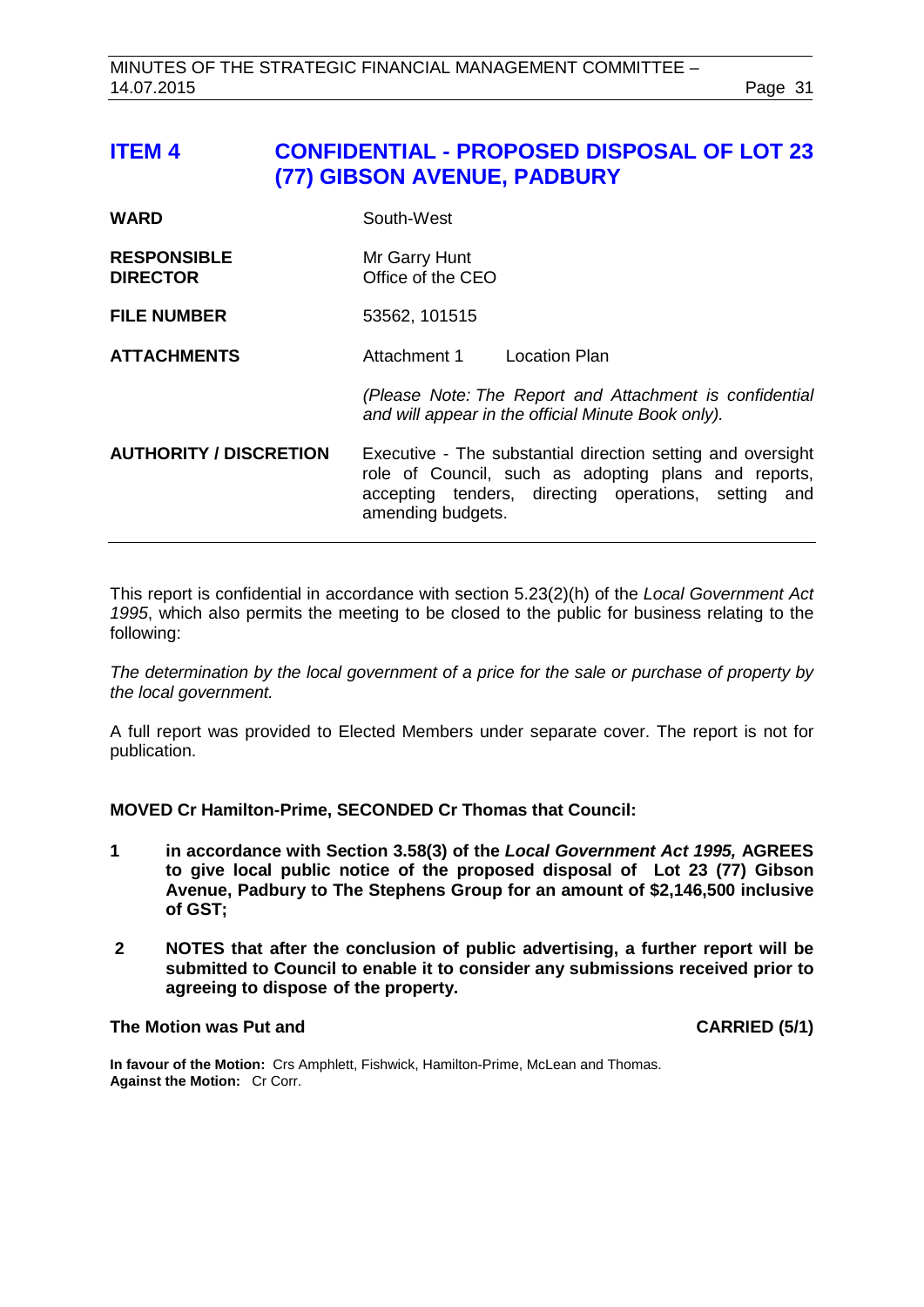## ITEM 4 CONFIDENTIAL - PROPOSED DISPOSAL OF LOT 23 (77) GIBSON AVENUE, PADBURY

| | |
|---|---|
| **WARD** | South-West |
| **RESPONSIBLE DIRECTOR** | Mr Garry Hunt<br>Office of the CEO |
| **FILE NUMBER** | 53562, 101515 |
| **ATTACHMENTS** | Attachment 1 Location Plan<br><br>*(Please Note: The Report and Attachment is confidential and will appear in the official Minute Book only).* |
| **AUTHORITY / DISCRETION** | Executive - The substantial direction setting and oversight role of Council, such as adopting plans and reports, accepting tenders, directing operations, setting and amending budgets. |

This report is confidential in accordance with section 5.23(2)(h) of the *Local Government Act 1995*, which also permits the meeting to be closed to the public for business relating to the following:

*The determination by the local government of a price for the sale or purchase of property by the local government.*

A full report was provided to Elected Members under separate cover. The report is not for publication.

**MOVED Cr Hamilton-Prime, SECONDED Cr Thomas that Council:**

**1 in accordance with Section 3.58(3) of the *Local Government Act 1995,* AGREES to give local public notice of the proposed disposal of Lot 23 (77) Gibson Avenue, Padbury to The Stephens Group for an amount of $2,146,500 inclusive of GST;**

**2 NOTES that after the conclusion of public advertising, a further report will be submitted to Council to enable it to consider any submissions received prior to agreeing to dispose of the property.**

**The Motion was Put and CARRIED (5/1)**

**In favour of the Motion:** Crs Amphlett, Fishwick, Hamilton-Prime, McLean and Thomas.
**Against the Motion:** Cr Corr.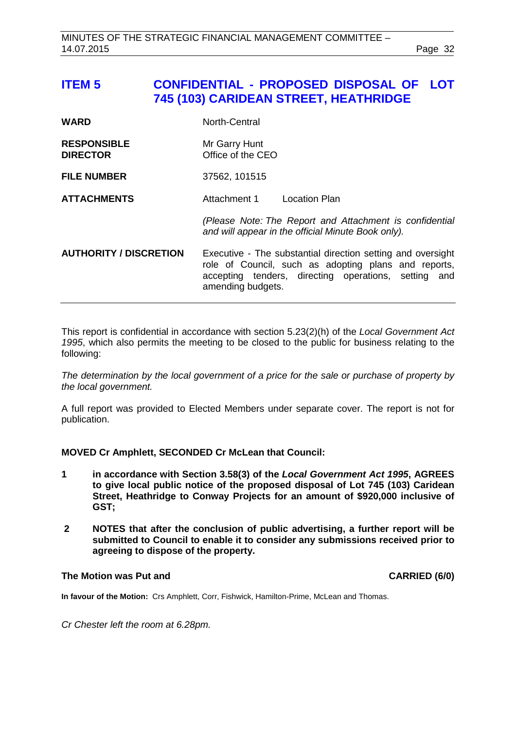## ITEM 5 CONFIDENTIAL - PROPOSED DISPOSAL OF LOT 745 (103) CARIDEAN STREET, HEATHRIDGE

| | |
|---|---|
| **WARD** | North-Central |
| **RESPONSIBLE DIRECTOR** | Mr Garry Hunt<br>Office of the CEO |
| **FILE NUMBER** | 37562, 101515 |
| **ATTACHMENTS** | Attachment 1 Location Plan<br><br>*(Please Note: The Report and Attachment is confidential and will appear in the official Minute Book only).* |
| **AUTHORITY / DISCRETION** | Executive - The substantial direction setting and oversight role of Council, such as adopting plans and reports, accepting tenders, directing operations, setting and amending budgets. |

This report is confidential in accordance with section 5.23(2)(h) of the *Local Government Act 1995*, which also permits the meeting to be closed to the public for business relating to the following:

*The determination by the local government of a price for the sale or purchase of property by the local government.*

A full report was provided to Elected Members under separate cover. The report is not for publication.

**MOVED Cr Amphlett, SECONDED Cr McLean that Council:**

**1 in accordance with Section 3.58(3) of the *Local Government Act 1995*, AGREES to give local public notice of the proposed disposal of Lot 745 (103) Caridean Street, Heathridge to Conway Projects for an amount of $920,000 inclusive of GST;**

**2 NOTES that after the conclusion of public advertising, a further report will be submitted to Council to enable it to consider any submissions received prior to agreeing to dispose of the property.**

**The Motion was Put and CARRIED (6/0)**

**In favour of the Motion:** Crs Amphlett, Corr, Fishwick, Hamilton-Prime, McLean and Thomas.

*Cr Chester left the room at 6.28pm.*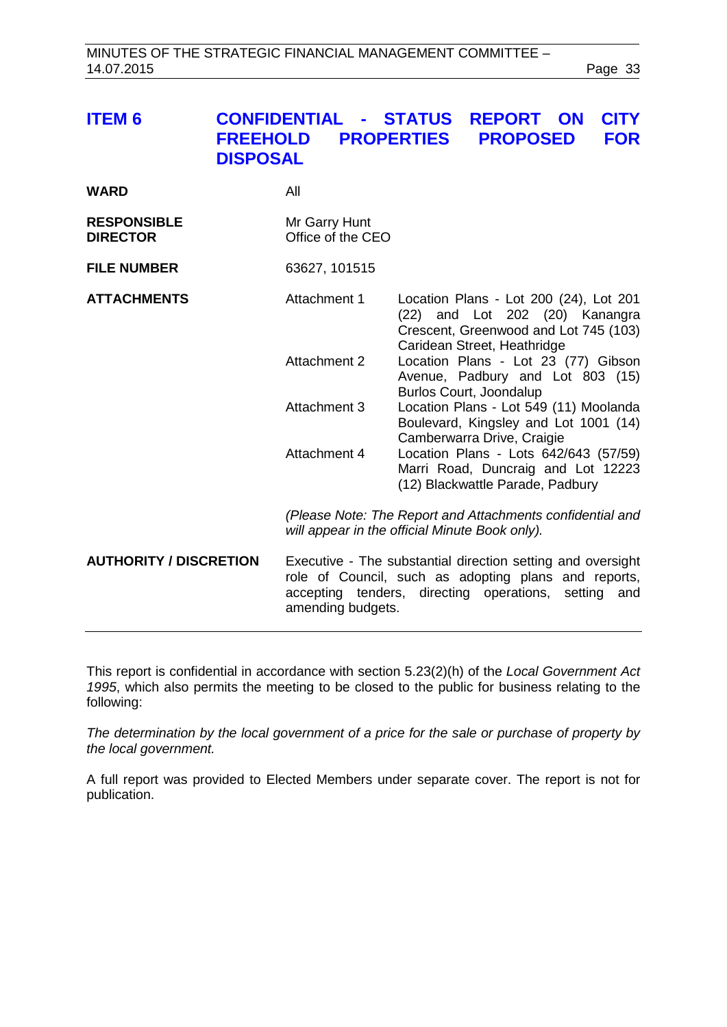## ITEM 6 CONFIDENTIAL - STATUS REPORT ON CITY FREEHOLD PROPERTIES PROPOSED FOR DISPOSAL

| | | |
|---|---|---|
| **WARD** | All | |
| **RESPONSIBLE DIRECTOR** | Mr Garry Hunt<br>Office of the CEO | |
| **FILE NUMBER** | 63627, 101515 | |
| **ATTACHMENTS** | Attachment 1 | Location Plans - Lot 200 (24), Lot 201 (22) and Lot 202 (20) Kanangra Crescent, Greenwood and Lot 745 (103) Caridean Street, Heathridge |
| | Attachment 2 | Location Plans - Lot 23 (77) Gibson Avenue, Padbury and Lot 803 (15) Burlos Court, Joondalup |
| | Attachment 3 | Location Plans - Lot 549 (11) Moolanda Boulevard, Kingsley and Lot 1001 (14) Camberwarra Drive, Craigie |
| | Attachment 4 | Location Plans - Lots 642/643 (57/59) Marri Road, Duncraig and Lot 12223 (12) Blackwattle Parade, Padbury |
| | *(Please Note: The Report and Attachments confidential and will appear in the official Minute Book only).* | |
| **AUTHORITY / DISCRETION** | Executive - The substantial direction setting and oversight role of Council, such as adopting plans and reports, accepting tenders, directing operations, setting and amending budgets. | |

This report is confidential in accordance with section 5.23(2)(h) of the *Local Government Act 1995*, which also permits the meeting to be closed to the public for business relating to the following:

*The determination by the local government of a price for the sale or purchase of property by the local government.*

A full report was provided to Elected Members under separate cover. The report is not for publication.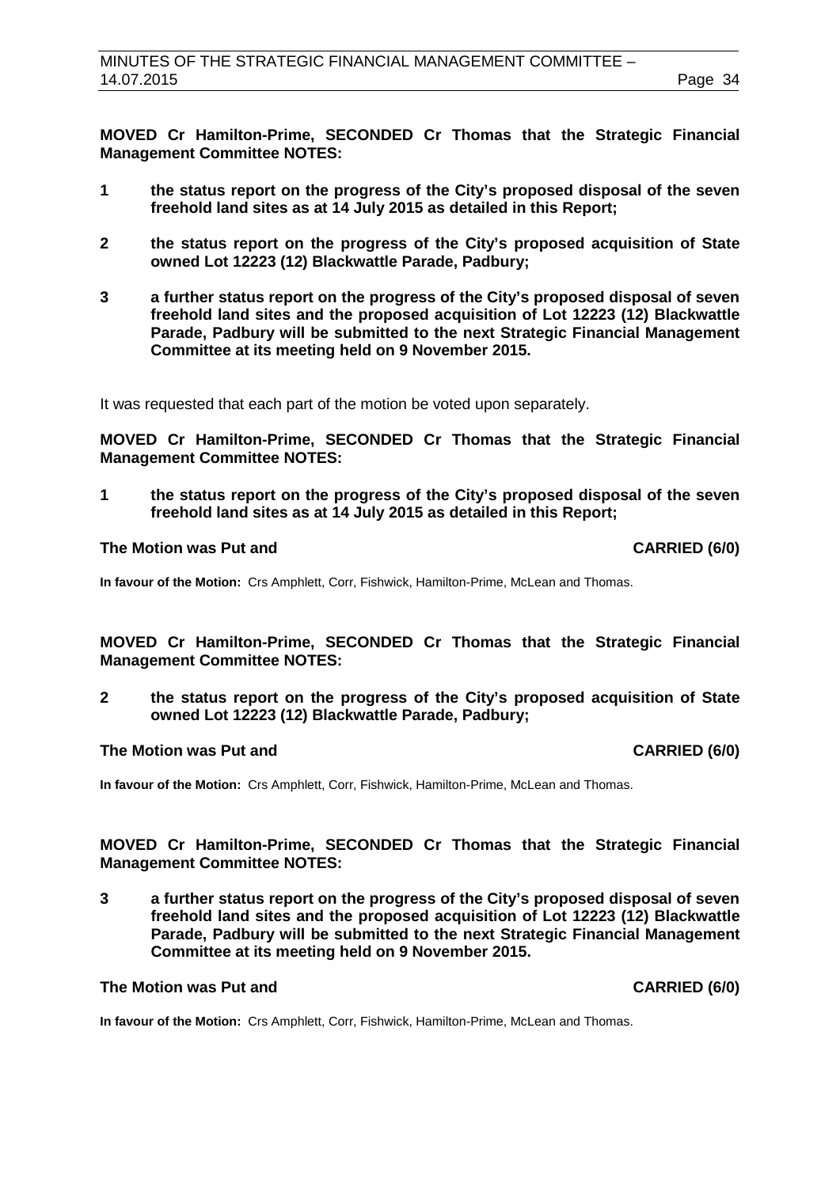**MOVED Cr Hamilton-Prime, SECONDED Cr Thomas that the Strategic Financial Management Committee NOTES:**

**1 the status report on the progress of the City's proposed disposal of the seven freehold land sites as at 14 July 2015 as detailed in this Report;**

**2 the status report on the progress of the City's proposed acquisition of State owned Lot 12223 (12) Blackwattle Parade, Padbury;**

**3 a further status report on the progress of the City's proposed disposal of seven freehold land sites and the proposed acquisition of Lot 12223 (12) Blackwattle Parade, Padbury will be submitted to the next Strategic Financial Management Committee at its meeting held on 9 November 2015.**

It was requested that each part of the motion be voted upon separately.

**MOVED Cr Hamilton-Prime, SECONDED Cr Thomas that the Strategic Financial Management Committee NOTES:**

**1 the status report on the progress of the City's proposed disposal of the seven freehold land sites as at 14 July 2015 as detailed in this Report;**

**The Motion was Put and CARRIED (6/0)**

**In favour of the Motion:** Crs Amphlett, Corr, Fishwick, Hamilton-Prime, McLean and Thomas.

**MOVED Cr Hamilton-Prime, SECONDED Cr Thomas that the Strategic Financial Management Committee NOTES:**

**2 the status report on the progress of the City's proposed acquisition of State owned Lot 12223 (12) Blackwattle Parade, Padbury;**

**The Motion was Put and CARRIED (6/0)**

**In favour of the Motion:** Crs Amphlett, Corr, Fishwick, Hamilton-Prime, McLean and Thomas.

**MOVED Cr Hamilton-Prime, SECONDED Cr Thomas that the Strategic Financial Management Committee NOTES:**

**3 a further status report on the progress of the City's proposed disposal of seven freehold land sites and the proposed acquisition of Lot 12223 (12) Blackwattle Parade, Padbury will be submitted to the next Strategic Financial Management Committee at its meeting held on 9 November 2015.**

**The Motion was Put and CARRIED (6/0)**

**In favour of the Motion:** Crs Amphlett, Corr, Fishwick, Hamilton-Prime, McLean and Thomas.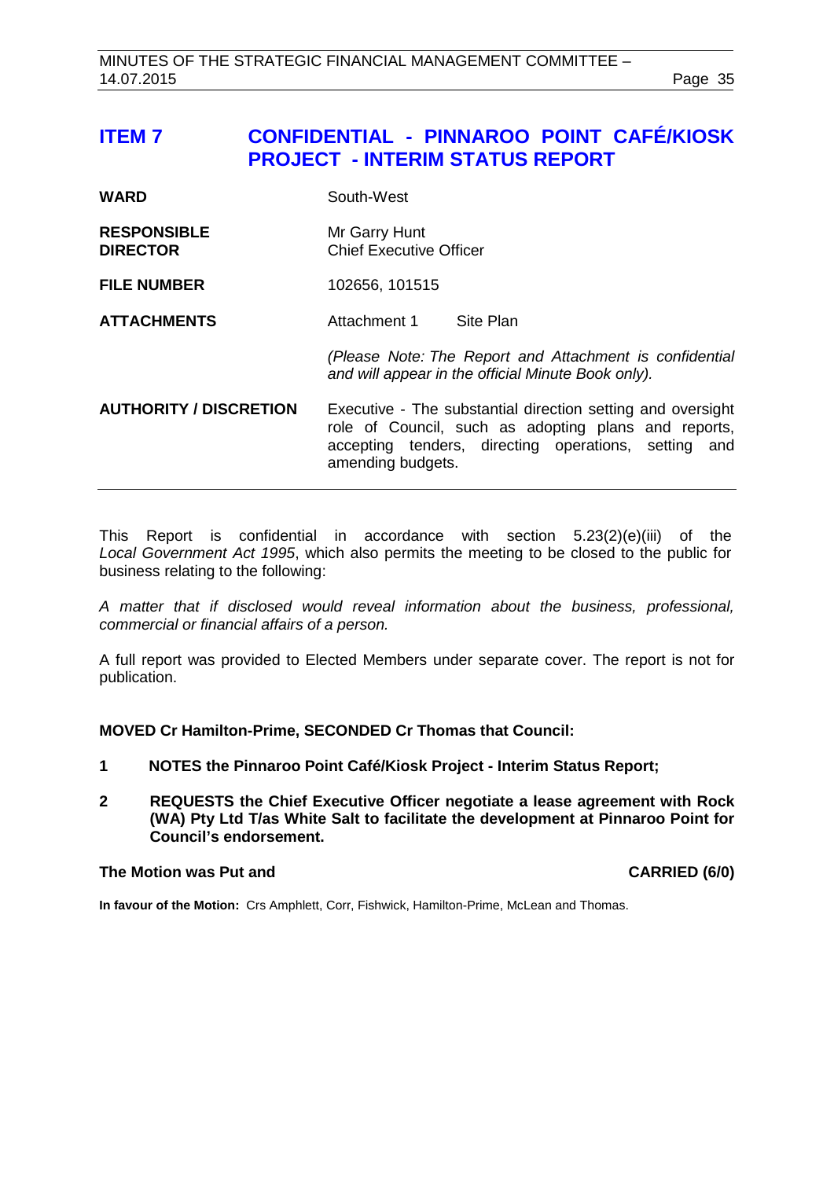## ITEM 7 CONFIDENTIAL - PINNAROO POINT CAFÉ/KIOSK PROJECT - INTERIM STATUS REPORT

| | |
|---|---|
| **WARD** | South-West |
| **RESPONSIBLE DIRECTOR** | Mr Garry Hunt<br>Chief Executive Officer |
| **FILE NUMBER** | 102656, 101515 |
| **ATTACHMENTS** | Attachment 1 Site Plan<br><br>*(Please Note: The Report and Attachment is confidential and will appear in the official Minute Book only).* |
| **AUTHORITY / DISCRETION** | Executive - The substantial direction setting and oversight role of Council, such as adopting plans and reports, accepting tenders, directing operations, setting and amending budgets. |

This Report is confidential in accordance with section 5.23(2)(e)(iii) of the *Local Government Act 1995*, which also permits the meeting to be closed to the public for business relating to the following:

*A matter that if disclosed would reveal information about the business, professional, commercial or financial affairs of a person.*

A full report was provided to Elected Members under separate cover. The report is not for publication.

**MOVED Cr Hamilton-Prime, SECONDED Cr Thomas that Council:**

**1 NOTES the Pinnaroo Point Café/Kiosk Project - Interim Status Report;**

**2 REQUESTS the Chief Executive Officer negotiate a lease agreement with Rock (WA) Pty Ltd T/as White Salt to facilitate the development at Pinnaroo Point for Council's endorsement.**

**The Motion was Put and CARRIED (6/0)**

**In favour of the Motion:** Crs Amphlett, Corr, Fishwick, Hamilton-Prime, McLean and Thomas.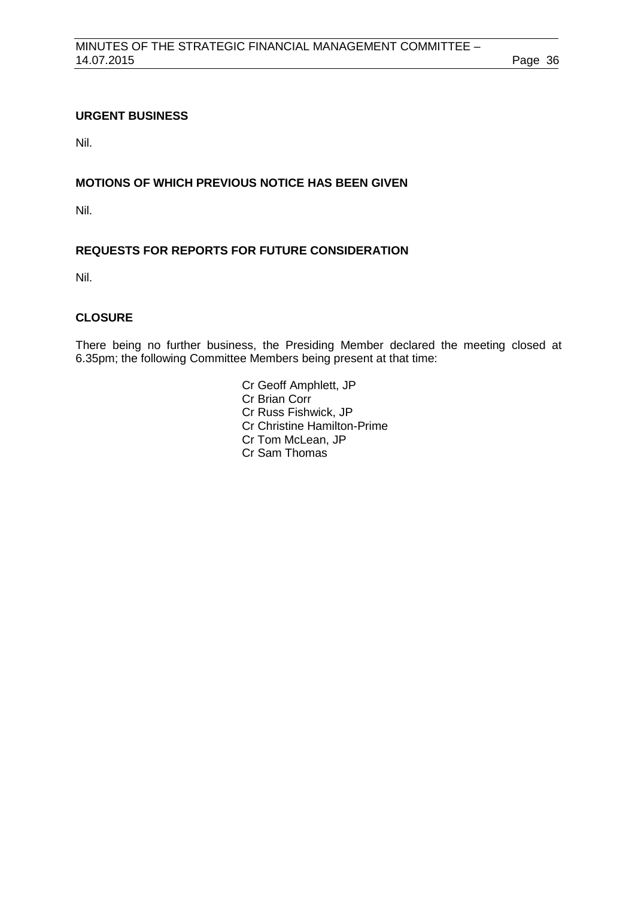## URGENT BUSINESS

Nil.

## MOTIONS OF WHICH PREVIOUS NOTICE HAS BEEN GIVEN

Nil.

## REQUESTS FOR REPORTS FOR FUTURE CONSIDERATION

Nil.

## CLOSURE

There being no further business, the Presiding Member declared the meeting closed at 6.35pm; the following Committee Members being present at that time:

Cr Geoff Amphlett, JP
Cr Brian Corr
Cr Russ Fishwick, JP
Cr Christine Hamilton-Prime
Cr Tom McLean, JP
Cr Sam Thomas